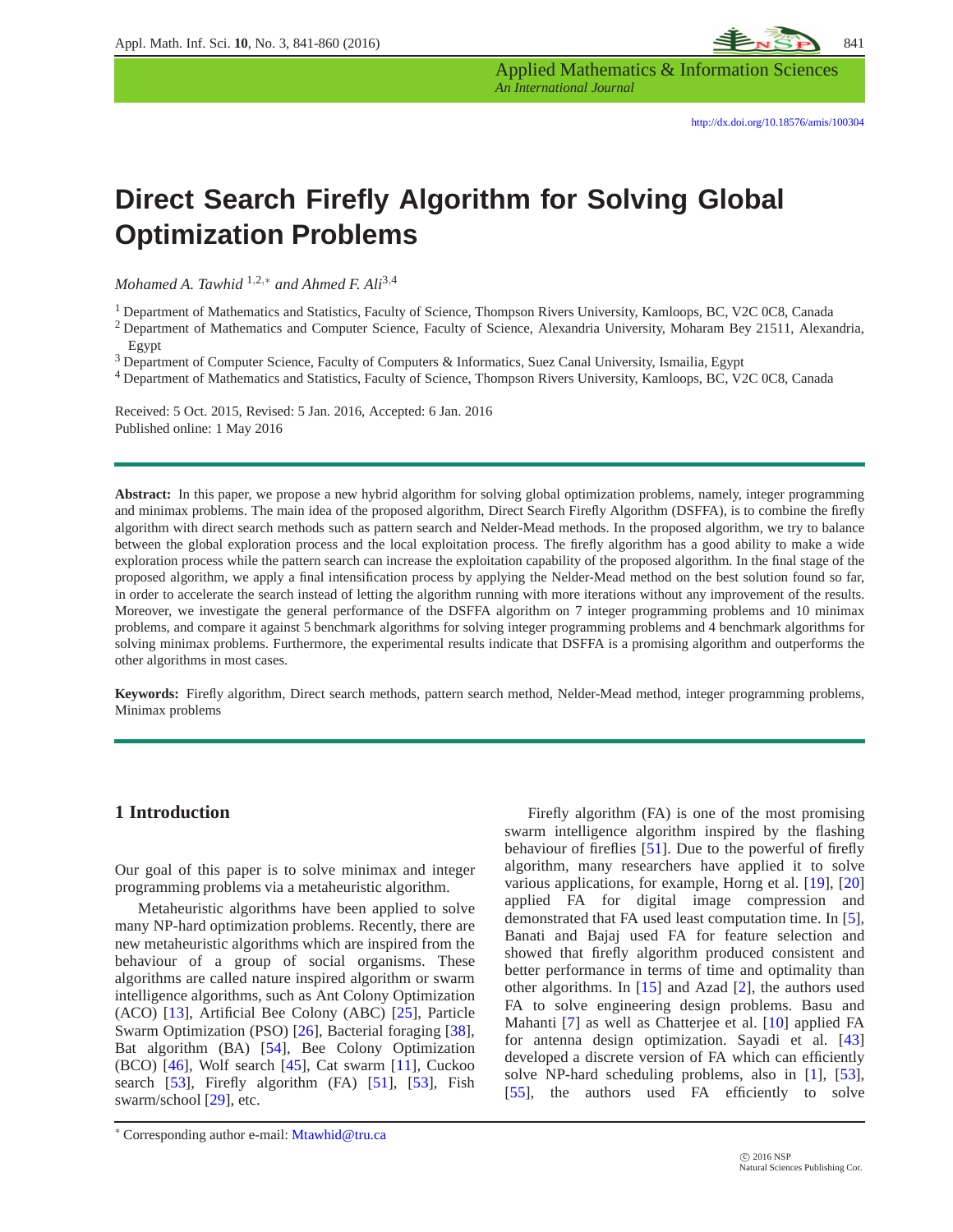http://dx.doi.org/10.18576/amis/100304

# Direct Search Firefly Algorithm for Solving Global Optimization Problems

*Mohamed A. Tawhid* [1,2,*] *and Ahmed F. Ali*[3,4]

[1] Department of Mathematics and Statistics, Faculty of Science, Thompson Rivers University, Kamloops, BC, V2C 0C8, Canada
[2] Department of Mathematics and Computer Science, Faculty of Science, Alexandria University, Moharam Bey 21511, Alexandria, Egypt
[3] Department of Computer Science, Faculty of Computers & Informatics, Suez Canal University, Ismailia, Egypt
[4] Department of Mathematics and Statistics, Faculty of Science, Thompson Rivers University, Kamloops, BC, V2C 0C8, Canada

Received: 5 Oct. 2015, Revised: 5 Jan. 2016, Accepted: 6 Jan. 2016
Published online: 1 May 2016

**Abstract:** In this paper, we propose a new hybrid algorithm for solving global optimization problems, namely, integer programming and minimax problems. The main idea of the proposed algorithm, Direct Search Firefly Algorithm (DSFFA), is to combine the firefly algorithm with direct search methods such as pattern search and Nelder-Mead methods. In the proposed algorithm, we try to balance between the global exploration process and the local exploitation process. The firefly algorithm has a good ability to make a wide exploration process while the pattern search can increase the exploitation capability of the proposed algorithm. In the final stage of the proposed algorithm, we apply a final intensification process by applying the Nelder-Mead method on the best solution found so far, in order to accelerate the search instead of letting the algorithm running with more iterations without any improvement of the results. Moreover, we investigate the general performance of the DSFFA algorithm on 7 integer programming problems and 10 minimax problems, and compare it against 5 benchmark algorithms for solving integer programming problems and 4 benchmark algorithms for solving minimax problems. Furthermore, the experimental results indicate that DSFFA is a promising algorithm and outperforms the other algorithms in most cases.

**Keywords:** Firefly algorithm, Direct search methods, pattern search method, Nelder-Mead method, integer programming problems, Minimax problems

## 1 Introduction

Our goal of this paper is to solve minimax and integer programming problems via a metaheuristic algorithm.

Metaheuristic algorithms have been applied to solve many NP-hard optimization problems. Recently, there are new metaheuristic algorithms which are inspired from the behaviour of a group of social organisms. These algorithms are called nature inspired algorithm or swarm intelligence algorithms, such as Ant Colony Optimization (ACO) [13], Artificial Bee Colony (ABC) [25], Particle Swarm Optimization (PSO) [26], Bacterial foraging [38], Bat algorithm (BA) [54], Bee Colony Optimization (BCO) [46], Wolf search [45], Cat swarm [11], Cuckoo search [53], Firefly algorithm (FA) [51], [53], Fish swarm/school [29], etc.

Firefly algorithm (FA) is one of the most promising swarm intelligence algorithm inspired by the flashing behaviour of fireflies [51]. Due to the powerful of firefly algorithm, many researchers have applied it to solve various applications, for example, Horng et al. [19], [20] applied FA for digital image compression and demonstrated that FA used least computation time. In [5], Banati and Bajaj used FA for feature selection and showed that firefly algorithm produced consistent and better performance in terms of time and optimality than other algorithms. In [15] and Azad [2], the authors used FA to solve engineering design problems. Basu and Mahanti [7] as well as Chatterjee et al. [10] applied FA for antenna design optimization. Sayadi et al. [43] developed a discrete version of FA which can efficiently solve NP-hard scheduling problems, also in [1], [53], [55], the authors used FA efficiently to solve

* Corresponding author e-mail: Mtawhid@tru.ca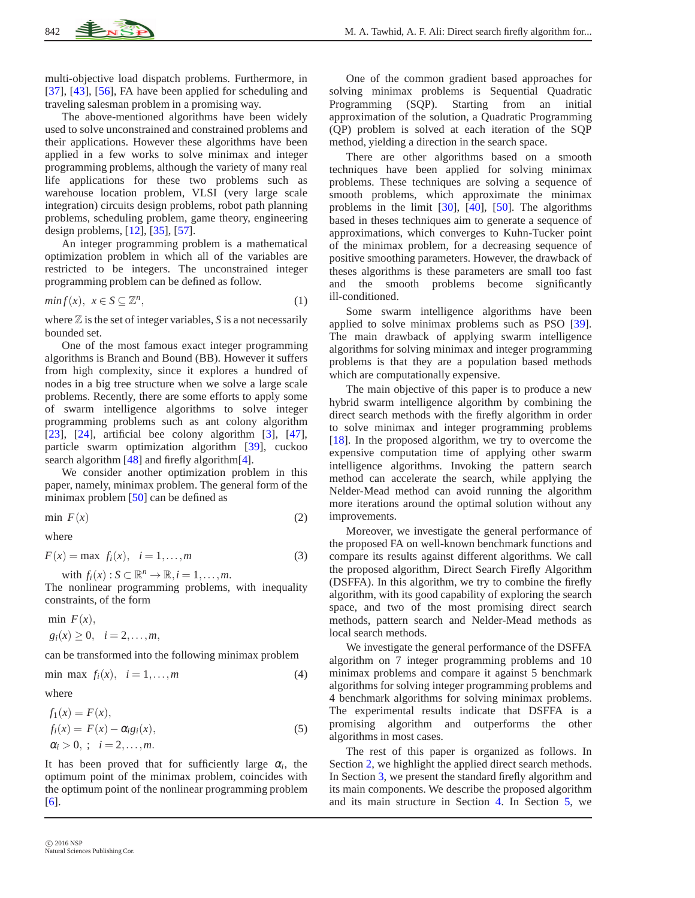multi-objective load dispatch problems. Furthermore, in [37], [43], [56], FA have been applied for scheduling and traveling salesman problem in a promising way.

The above-mentioned algorithms have been widely used to solve unconstrained and constrained problems and their applications. However these algorithms have been applied in a few works to solve minimax and integer programming problems, although the variety of many real life applications for these two problems such as warehouse location problem, VLSI (very large scale integration) circuits design problems, robot path planning problems, scheduling problem, game theory, engineering design problems, [12], [35], [57].

An integer programming problem is a mathematical optimization problem in which all of the variables are restricted to be integers. The unconstrained integer programming problem can be defined as follow.

$$min f(x), \;\; x \in S \subseteq \mathbb{Z}^n, \tag{1}$$

where $\mathbb{Z}$ is the set of integer variables, $S$ is a not necessarily bounded set.

One of the most famous exact integer programming algorithms is Branch and Bound (BB). However it suffers from high complexity, since it explores a hundred of nodes in a big tree structure when we solve a large scale problems. Recently, there are some efforts to apply some of swarm intelligence algorithms to solve integer programming problems such as ant colony algorithm [23], [24], artificial bee colony algorithm [3], [47], particle swarm optimization algorithm [39], cuckoo search algorithm [48] and firefly algorithm[4].

We consider another optimization problem in this paper, namely, minimax problem. The general form of the minimax problem [50] can be defined as

$$\min \; F(x) \tag{2}$$

where

$$F(x) = \max \; f_i(x), \quad i = 1, \ldots, m \tag{3}$$

with $f_i(x) : S \subset \mathbb{R}^n \rightarrow \mathbb{R}, i = 1, \ldots, m$.
The nonlinear programming problems, with inequality constraints, of the form

$$\min \; F(x),$$
$$g_i(x) \geq 0, \quad i = 2, \ldots, m,$$

can be transformed into the following minimax problem

$$\min \; \max \; f_i(x), \quad i = 1, \ldots, m \tag{4}$$

where

$$\begin{aligned} f_1(x) &= F(x), \\ f_i(x) &= F(x) - \alpha_i g_i(x), \\ \alpha_i &> 0, \; ; \quad i = 2, \ldots, m. \end{aligned} \tag{5}$$

It has been proved that for sufficiently large $\alpha_i$, the optimum point of the minimax problem, coincides with the optimum point of the nonlinear programming problem [6].

One of the common gradient based approaches for solving minimax problems is Sequential Quadratic Programming (SQP). Starting from an initial approximation of the solution, a Quadratic Programming (QP) problem is solved at each iteration of the SQP method, yielding a direction in the search space.

There are other algorithms based on a smooth techniques have been applied for solving minimax problems. These techniques are solving a sequence of smooth problems, which approximate the minimax problems in the limit [30], [40], [50]. The algorithms based in theses techniques aim to generate a sequence of approximations, which converges to Kuhn-Tucker point of the minimax problem, for a decreasing sequence of positive smoothing parameters. However, the drawback of theses algorithms is these parameters are small too fast and the smooth problems become significantly ill-conditioned.

Some swarm intelligence algorithms have been applied to solve minimax problems such as PSO [39]. The main drawback of applying swarm intelligence algorithms for solving minimax and integer programming problems is that they are a population based methods which are computationally expensive.

The main objective of this paper is to produce a new hybrid swarm intelligence algorithm by combining the direct search methods with the firefly algorithm in order to solve minimax and integer programming problems [18]. In the proposed algorithm, we try to overcome the expensive computation time of applying other swarm intelligence algorithms. Invoking the pattern search method can accelerate the search, while applying the Nelder-Mead method can avoid running the algorithm more iterations around the optimal solution without any improvements.

Moreover, we investigate the general performance of the proposed FA on well-known benchmark functions and compare its results against different algorithms. We call the proposed algorithm, Direct Search Firefly Algorithm (DSFFA). In this algorithm, we try to combine the firefly algorithm, with its good capability of exploring the search space, and two of the most promising direct search methods, pattern search and Nelder-Mead methods as local search methods.

We investigate the general performance of the DSFFA algorithm on 7 integer programming problems and 10 minimax problems and compare it against 5 benchmark algorithms for solving integer programming problems and 4 benchmark algorithms for solving minimax problems. The experimental results indicate that DSFFA is a promising algorithm and outperforms the other algorithms in most cases.

The rest of this paper is organized as follows. In Section 2, we highlight the applied direct search methods. In Section 3, we present the standard firefly algorithm and its main components. We describe the proposed algorithm and its main structure in Section 4. In Section 5, we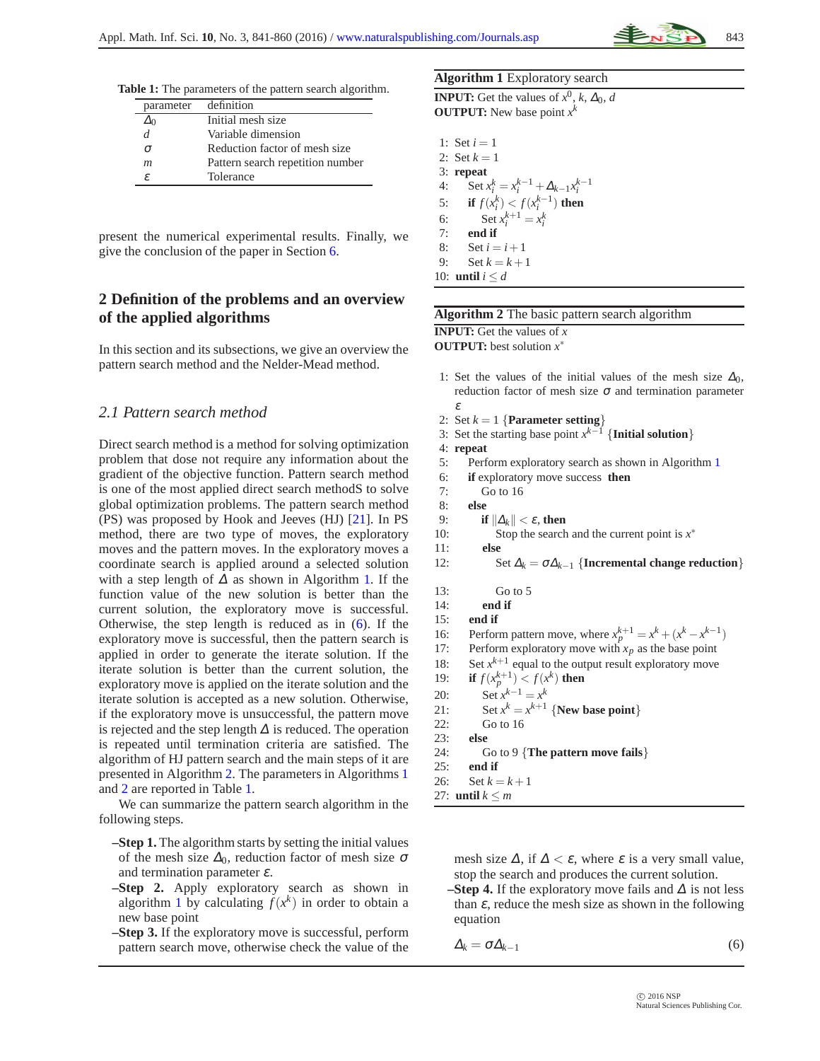**Table 1:** The parameters of the pattern search algorithm.

| parameter | definition |
|---|---|
| $\Delta_0$ | Initial mesh size |
| $d$ | Variable dimension |
| $\sigma$ | Reduction factor of mesh size |
| $m$ | Pattern search repetition number |
| $\varepsilon$ | Tolerance |

present the numerical experimental results. Finally, we give the conclusion of the paper in Section 6.

## 2 Definition of the problems and an overview of the applied algorithms

In this section and its subsections, we give an overview the pattern search method and the Nelder-Mead method.

### 2.1 Pattern search method

Direct search method is a method for solving optimization problem that dose not require any information about the gradient of the objective function. Pattern search method is one of the most applied direct search methodS to solve global optimization problems. The pattern search method (PS) was proposed by Hook and Jeeves (HJ) [21]. In PS method, there are two type of moves, the exploratory moves and the pattern moves. In the exploratory moves a coordinate search is applied around a selected solution with a step length of $\Delta$ as shown in Algorithm 1. If the function value of the new solution is better than the current solution, the exploratory move is successful. Otherwise, the step length is reduced as in (6). If the exploratory move is successful, then the pattern search is applied in order to generate the iterate solution. If the iterate solution is better than the current solution, the exploratory move is applied on the iterate solution and the iterate solution is accepted as a new solution. Otherwise, if the exploratory move is unsuccessful, the pattern move is rejected and the step length $\Delta$ is reduced. The operation is repeated until termination criteria are satisfied. The algorithm of HJ pattern search and the main steps of it are presented in Algorithm 2. The parameters in Algorithms 1 and 2 are reported in Table 1.

We can summarize the pattern search algorithm in the following steps.

- **Step 1.** The algorithm starts by setting the initial values of the mesh size $\Delta_0$, reduction factor of mesh size $\sigma$ and termination parameter $\varepsilon$.
- **Step 2.** Apply exploratory search as shown in algorithm 1 by calculating $f(x^k)$ in order to obtain a new base point
- **Step 3.** If the exploratory move is successful, perform pattern search move, otherwise check the value of the mesh size $\Delta$, if $\Delta < \varepsilon$, where $\varepsilon$ is a very small value, stop the search and produces the current solution.
- **Step 4.** If the exploratory move fails and $\Delta$ is not less than $\varepsilon$, reduce the mesh size as shown in the following equation

$$\Delta_k = \sigma \Delta_{k-1} \tag{6}$$

**Algorithm 1** Exploratory search

**INPUT:** Get the values of $x^0$, $k$, $\Delta_0$, $d$
**OUTPUT:** New base point $x^k$

```
1:  Set i = 1
2:  Set k = 1
3:  repeat
4:     Set x_i^k = x_i^{k-1} + Δ_{k-1} x_i^{k-1}
5:     if f(x_i^k) < f(x_i^{k-1}) then
6:        Set x_i^{k+1} = x_i^k
7:     end if
8:     Set i = i + 1
9:     Set k = k + 1
10: until i ≤ d
```

**Algorithm 2** The basic pattern search algorithm

**INPUT:** Get the values of $x$
**OUTPUT:** best solution $x^*$

```
1:  Set the values of the initial values of the mesh size Δ_0,
    reduction factor of mesh size σ and termination parameter ε
2:  Set k = 1 {Parameter setting}
3:  Set the starting base point x^{k-1} {Initial solution}
4:  repeat
5:     Perform exploratory search as shown in Algorithm 1
6:     if exploratory move success then
7:        Go to 16
8:     else
9:        if ||Δ_k|| < ε, then
10:          Stop the search and the current point is x*
11:       else
12:          Set Δ_k = σΔ_{k-1} {Incremental change reduction}
13:          Go to 5
14:       end if
15:    end if
16:    Perform pattern move, where x_p^{k+1} = x^k + (x^k − x^{k-1})
17:    Perform exploratory move with x_p as the base point
18:    Set x^{k+1} equal to the output result exploratory move
19:    if f(x_p^{k+1}) < f(x^k) then
20:       Set x^{k-1} = x^k
21:       Set x^k = x^{k+1} {New base point}
22:       Go to 16
23:    else
24:       Go to 9 {The pattern move fails}
25:    end if
26:    Set k = k + 1
27: until k ≤ m
```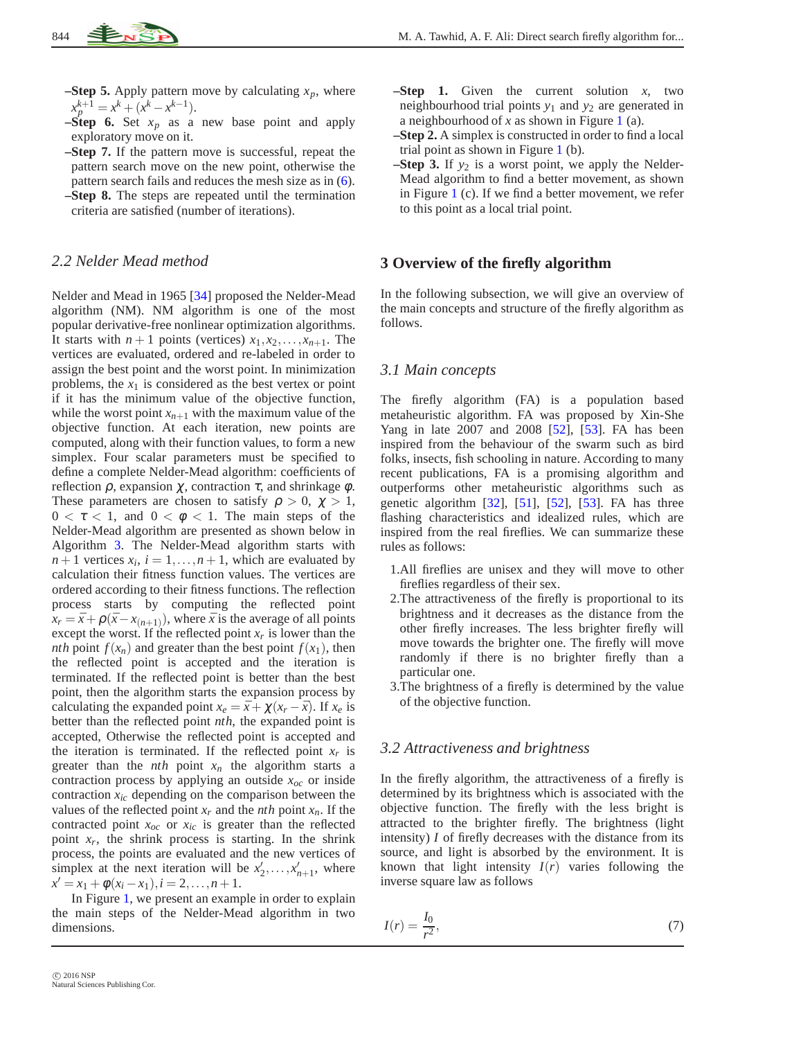–**Step 5.** Apply pattern move by calculating $x_p$, where $x_p^{k+1} = x^k + (x^k - x^{k-1})$.

–**Step 6.** Set $x_p$ as a new base point and apply exploratory move on it.

–**Step 7.** If the pattern move is successful, repeat the pattern search move on the new point, otherwise the pattern search fails and reduces the mesh size as in (6).

–**Step 8.** The steps are repeated until the termination criteria are satisfied (number of iterations).

## *2.2 Nelder Mead method*

Nelder and Mead in 1965 [34] proposed the Nelder-Mead algorithm (NM). NM algorithm is one of the most popular derivative-free nonlinear optimization algorithms. It starts with $n+1$ points (vertices) $x_1, x_2, \ldots, x_{n+1}$. The vertices are evaluated, ordered and re-labeled in order to assign the best point and the worst point. In minimization problems, the $x_1$ is considered as the best vertex or point if it has the minimum value of the objective function, while the worst point $x_{n+1}$ with the maximum value of the objective function. At each iteration, new points are computed, along with their function values, to form a new simplex. Four scalar parameters must be specified to define a complete Nelder-Mead algorithm: coefficients of reflection $\rho$, expansion $\chi$, contraction $\tau$, and shrinkage $\phi$. These parameters are chosen to satisfy $\rho > 0$, $\chi > 1$, $0 < \tau < 1$, and $0 < \phi < 1$. The main steps of the Nelder-Mead algorithm are presented as shown below in Algorithm 3. The Nelder-Mead algorithm starts with $n+1$ vertices $x_i$, $i = 1, \ldots, n+1$, which are evaluated by calculation their fitness function values. The vertices are ordered according to their fitness functions. The reflection process starts by computing the reflected point $x_r = \bar{x} + \rho(\bar{x} - x_{(n+1)})$, where $\bar{x}$ is the average of all points except the worst. If the reflected point $x_r$ is lower than the *nth* point $f(x_n)$ and greater than the best point $f(x_1)$, then the reflected point is accepted and the iteration is terminated. If the reflected point is better than the best point, then the algorithm starts the expansion process by calculating the expanded point $x_e = \bar{x} + \chi(x_r - \bar{x})$. If $x_e$ is better than the reflected point *nth*, the expanded point is accepted, Otherwise the reflected point is accepted and the iteration is terminated. If the reflected point $x_r$ is greater than the *nth* point $x_n$ the algorithm starts a contraction process by applying an outside $x_{oc}$ or inside contraction $x_{ic}$ depending on the comparison between the values of the reflected point $x_r$ and the *nth* point $x_n$. If the contracted point $x_{oc}$ or $x_{ic}$ is greater than the reflected point $x_r$, the shrink process is starting. In the shrink process, the points are evaluated and the new vertices of simplex at the next iteration will be $x'_2, \ldots, x'_{n+1}$, where $x' = x_1 + \phi(x_i - x_1), i = 2, \ldots, n+1$.

In Figure 1, we present an example in order to explain the main steps of the Nelder-Mead algorithm in two dimensions.

–**Step 1.** Given the current solution $x$, two neighbourhood trial points $y_1$ and $y_2$ are generated in a neighbourhood of $x$ as shown in Figure 1 (a).

–**Step 2.** A simplex is constructed in order to find a local trial point as shown in Figure 1 (b).

–**Step 3.** If $y_2$ is a worst point, we apply the Nelder-Mead algorithm to find a better movement, as shown in Figure 1 (c). If we find a better movement, we refer to this point as a local trial point.

# 3 Overview of the firefly algorithm

In the following subsection, we will give an overview of the main concepts and structure of the firefly algorithm as follows.

## *3.1 Main concepts*

The firefly algorithm (FA) is a population based metaheuristic algorithm. FA was proposed by Xin-She Yang in late 2007 and 2008 [52], [53]. FA has been inspired from the behaviour of the swarm such as bird folks, insects, fish schooling in nature. According to many recent publications, FA is a promising algorithm and outperforms other metaheuristic algorithms such as genetic algorithm [32], [51], [52], [53]. FA has three flashing characteristics and idealized rules, which are inspired from the real fireflies. We can summarize these rules as follows:

1. All fireflies are unisex and they will move to other fireflies regardless of their sex.
2. The attractiveness of the firefly is proportional to its brightness and it decreases as the distance from the other firefly increases. The less brighter firefly will move towards the brighter one. The firefly will move randomly if there is no brighter firefly than a particular one.
3. The brightness of a firefly is determined by the value of the objective function.

## *3.2 Attractiveness and brightness*

In the firefly algorithm, the attractiveness of a firefly is determined by its brightness which is associated with the objective function. The firefly with the less bright is attracted to the brighter firefly. The brightness (light intensity) $I$ of firefly decreases with the distance from its source, and light is absorbed by the environment. It is known that light intensity $I(r)$ varies following the inverse square law as follows

$$I(r) = \frac{I_0}{r^2}, \tag{7}$$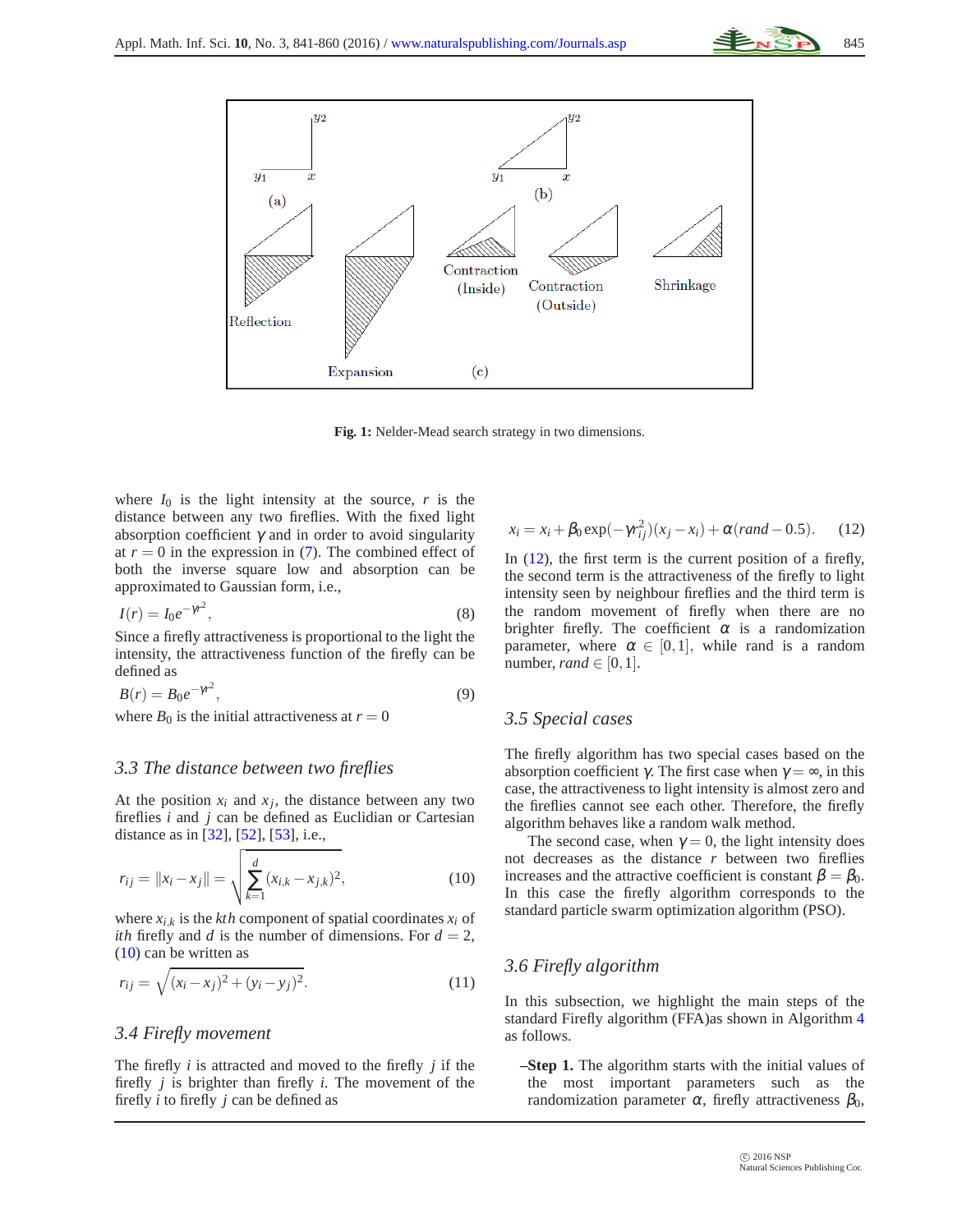Fig. 1: Nelder-Mead search strategy in two dimensions.

where $I_0$ is the light intensity at the source, $r$ is the distance between any two fireflies. With the fixed light absorption coefficient $\gamma$ and in order to avoid singularity at $r = 0$ in the expression in (7). The combined effect of both the inverse square low and absorption can be approximated to Gaussian form, i.e.,

$$I(r) = I_0 e^{-\gamma r^2}, \tag{8}$$

Since a firefly attractiveness is proportional to the light the intensity, the attractiveness function of the firefly can be defined as

$$B(r) = B_0 e^{-\gamma r^2}, \tag{9}$$

where $B_0$ is the initial attractiveness at $r = 0$

### 3.3 The distance between two fireflies

At the position $x_i$ and $x_j$, the distance between any two fireflies $i$ and $j$ can be defined as Euclidian or Cartesian distance as in [32], [52], [53], i.e.,

$$r_{ij} = \|x_i - x_j\| = \sqrt{\sum_{k=1}^{d} (x_{i,k} - x_{j,k})^2}, \tag{10}$$

where $x_{i,k}$ is the $kth$ component of spatial coordinates $x_i$ of $ith$ firefly and $d$ is the number of dimensions. For $d = 2$, (10) can be written as

$$r_{ij} = \sqrt{(x_i - x_j)^2 + (y_i - y_j)^2}. \tag{11}$$

### 3.4 Firefly movement

The firefly $i$ is attracted and moved to the firefly $j$ if the firefly $j$ is brighter than firefly $i$. The movement of the firefly $i$ to firefly $j$ can be defined as

$$x_i = x_i + \beta_0 \exp(-\gamma r_{ij}^2)(x_j - x_i) + \alpha(rand - 0.5). \tag{12}$$

In (12), the first term is the current position of a firefly, the second term is the attractiveness of the firefly to light intensity seen by neighbour fireflies and the third term is the random movement of firefly when there are no brighter firefly. The coefficient $\alpha$ is a randomization parameter, where $\alpha \in [0,1]$, while rand is a random number, $rand \in [0,1]$.

### 3.5 Special cases

The firefly algorithm has two special cases based on the absorption coefficient $\gamma$. The first case when $\gamma = \infty$, in this case, the attractiveness to light intensity is almost zero and the fireflies cannot see each other. Therefore, the firefly algorithm behaves like a random walk method.

The second case, when $\gamma = 0$, the light intensity does not decreases as the distance $r$ between two fireflies increases and the attractive coefficient is constant $\beta = \beta_0$. In this case the firefly algorithm corresponds to the standard particle swarm optimization algorithm (PSO).

### 3.6 Firefly algorithm

In this subsection, we highlight the main steps of the standard Firefly algorithm (FFA)as shown in Algorithm 4 as follows.

– **Step 1.** The algorithm starts with the initial values of the most important parameters such as the randomization parameter $\alpha$, firefly attractiveness $\beta_0$,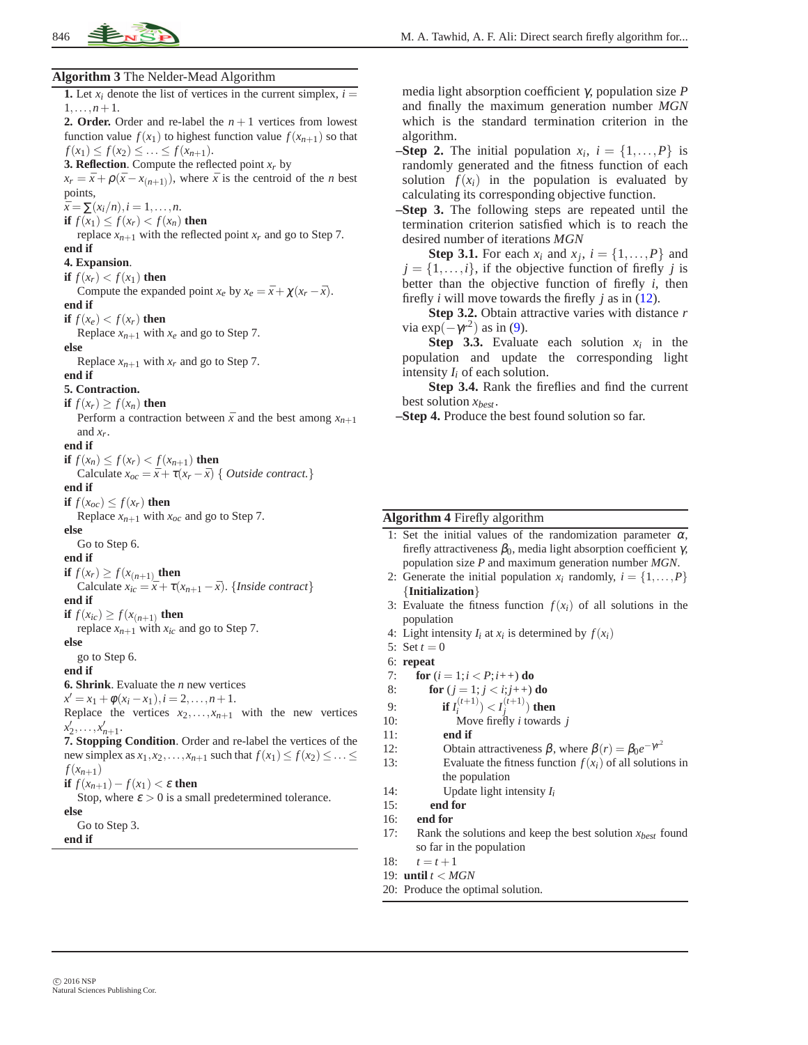**Algorithm 3** The Nelder-Mead Algorithm

**1.** Let $x_i$ denote the list of vertices in the current simplex, $i = 1,\ldots,n+1$.

**2. Order.** Order and re-label the $n+1$ vertices from lowest function value $f(x_1)$ to highest function value $f(x_{n+1})$ so that $f(x_1) \leq f(x_2) \leq \ldots \leq f(x_{n+1})$.

**3. Reflection**. Compute the reflected point $x_r$ by

$x_r = \bar{x} + \rho(\bar{x} - x_{(n+1)})$, where $\bar{x}$ is the centroid of the $n$ best points,

$\bar{x} = \sum(x_i/n), i = 1,\ldots,n$.

**if** $f(x_1) \leq f(x_r) < f(x_n)$ **then**

  replace $x_{n+1}$ with the reflected point $x_r$ and go to Step 7.

**end if**

**4. Expansion**.

**if** $f(x_r) < f(x_1)$ **then**

  Compute the expanded point $x_e$ by $x_e = \bar{x} + \chi(x_r - \bar{x})$.

**end if**

**if** $f(x_e) < f(x_r)$ **then**

  Replace $x_{n+1}$ with $x_e$ and go to Step 7.

**else**

  Replace $x_{n+1}$ with $x_r$ and go to Step 7.

**end if**

**5. Contraction.**

**if** $f(x_r) \geq f(x_n)$ **then**

  Perform a contraction between $\bar{x}$ and the best among $x_{n+1}$ and $x_r$.

**end if**

**if** $f(x_n) \leq f(x_r) < f(x_{n+1})$ **then**

  Calculate $x_{oc} = \bar{x} + \tau(x_r - \bar{x})$ { *Outside contract.*}

**end if**

**if** $f(x_{oc}) \leq f(x_r)$ **then**

  Replace $x_{n+1}$ with $x_{oc}$ and go to Step 7.

**else**

  Go to Step 6.

**end if**

**if** $f(x_r) \geq f(x_{(n+1)})$ **then**

  Calculate $x_{ic} = \bar{x} + \tau(x_{n+1} - \bar{x})$. {*Inside contract*}

**end if**

**if** $f(x_{ic}) \geq f(x_{(n+1)})$ **then**

  replace $x_{n+1}$ with $x_{ic}$ and go to Step 7.

**else**

  go to Step 6.

**end if**

**6. Shrink**. Evaluate the $n$ new vertices

$x' = x_1 + \phi(x_i - x_1), i = 2,\ldots,n+1$.

Replace the vertices $x_2,\ldots,x_{n+1}$ with the new vertices $x'_2,\ldots,x'_{n+1}$.

**7. Stopping Condition**. Order and re-label the vertices of the new simplex as $x_1, x_2,\ldots,x_{n+1}$ such that $f(x_1) \leq f(x_2) \leq \ldots \leq f(x_{n+1})$

**if** $f(x_{n+1}) - f(x_1) < \varepsilon$ **then**

  Stop, where $\varepsilon > 0$ is a small predetermined tolerance.

**else**

  Go to Step 3.

**end if**

media light absorption coefficient $\gamma$, population size $P$ and finally the maximum generation number *MGN* which is the standard termination criterion in the algorithm.

– **Step 2.** The initial population $x_i$, $i = \{1,\ldots,P\}$ is randomly generated and the fitness function of each solution $f(x_i)$ in the population is evaluated by calculating its corresponding objective function.

– **Step 3.** The following steps are repeated until the termination criterion satisfied which is to reach the desired number of iterations *MGN*

  **Step 3.1.** For each $x_i$ and $x_j$, $i = \{1,\ldots,P\}$ and $j = \{1,\ldots,i\}$, if the objective function of firefly $j$ is better than the objective function of firefly $i$, then firefly $i$ will move towards the firefly $j$ as in (12).

  **Step 3.2.** Obtain attractive varies with distance $r$ via $\exp(-\gamma r^2)$ as in (9).

  **Step 3.3.** Evaluate each solution $x_i$ in the population and update the corresponding light intensity $I_i$ of each solution.

  **Step 3.4.** Rank the fireflies and find the current best solution $x_{best}$.

– **Step 4.** Produce the best found solution so far.

**Algorithm 4** Firefly algorithm

```
1:  Set the initial values of the randomization parameter α,
    firefly attractiveness β_0, media light absorption coefficient γ,
    population size P and maximum generation number MGN.
2:  Generate the initial population x_i randomly, i = {1,...,P}
    {Initialization}
3:  Evaluate the fitness function f(x_i) of all solutions in the
    population
4:  Light intensity I_i at x_i is determined by f(x_i)
5:  Set t = 0
6:  repeat
7:     for (i = 1; i < P; i++) do
8:        for (j = 1; j < i; j++) do
9:           if I_i^(t+1)) < I_j^(t+1)) then
10:             Move firefly i towards j
11:          end if
12:          Obtain attractiveness β, where β(r) = β_0 e^(-γr^2)
13:          Evaluate the fitness function f(x_i) of all solutions in
             the population
14:          Update light intensity I_i
15:       end for
16:    end for
17:    Rank the solutions and keep the best solution x_best found
       so far in the population
18:    t = t + 1
19: until t < MGN
20: Produce the optimal solution.
```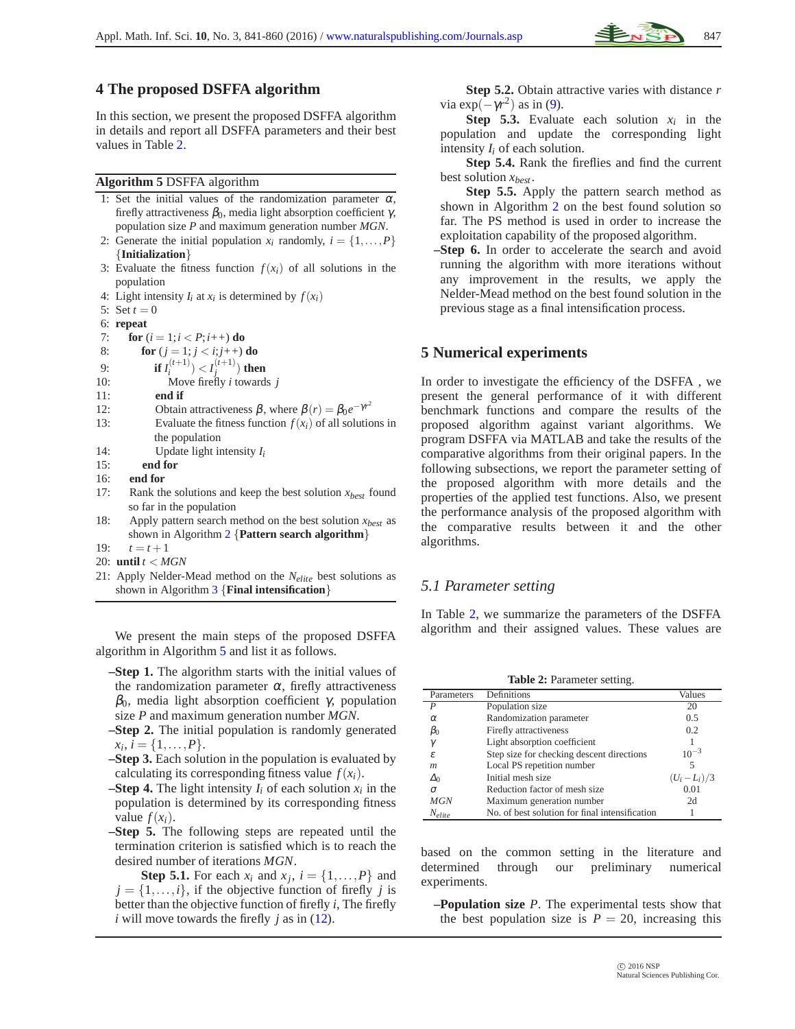## 4 The proposed DSFFA algorithm

In this section, we present the proposed DSFFA algorithm in details and report all DSFFA parameters and their best values in Table 2.

**Algorithm 5** DSFFA algorithm

```
1:  Set the initial values of the randomization parameter α, firefly attractiveness β0, media light absorption coefficient γ, population size P and maximum generation number MGN.
2:  Generate the initial population x_i randomly, i = {1,...,P} {Initialization}
3:  Evaluate the fitness function f(x_i) of all solutions in the population
4:  Light intensity I_i at x_i is determined by f(x_i)
5:  Set t = 0
6:  repeat
7:     for (i = 1; i < P; i++) do
8:        for (j = 1; j < i; j++) do
9:           if I_i^(t+1) < I_j^(t+1) then
10:             Move firefly i towards j
11:          end if
12:          Obtain attractiveness β, where β(r) = β0 e^(-γr^2)
13:          Evaluate the fitness function f(x_i) of all solutions in the population
14:          Update light intensity I_i
15:       end for
16:    end for
17:    Rank the solutions and keep the best solution x_best found so far in the population
18:    Apply pattern search method on the best solution x_best as shown in Algorithm 2 {Pattern search algorithm}
19:    t = t + 1
20: until t < MGN
21: Apply Nelder-Mead method on the N_elite best solutions as shown in Algorithm 3 {Final intensification}
```

We present the main steps of the proposed DSFFA algorithm in Algorithm 5 and list it as follows.

- **Step 1.** The algorithm starts with the initial values of the randomization parameter $\alpha$, firefly attractiveness $\beta_0$, media light absorption coefficient $\gamma$, population size $P$ and maximum generation number $MGN$.
- **Step 2.** The initial population is randomly generated $x_i$, $i = \{1,\dots,P\}$.
- **Step 3.** Each solution in the population is evaluated by calculating its corresponding fitness value $f(x_i)$.
- **Step 4.** The light intensity $I_i$ of each solution $x_i$ in the population is determined by its corresponding fitness value $f(x_i)$.
- **Step 5.** The following steps are repeated until the termination criterion is satisfied which is to reach the desired number of iterations $MGN$.

  **Step 5.1.** For each $x_i$ and $x_j$, $i = \{1,\dots,P\}$ and $j = \{1,\dots,i\}$, if the objective function of firefly $j$ is better than the objective function of firefly $i$, The firefly $i$ will move towards the firefly $j$ as in (12).

  **Step 5.2.** Obtain attractive varies with distance $r$ via $\exp(-\gamma r^2)$ as in (9).

  **Step 5.3.** Evaluate each solution $x_i$ in the population and update the corresponding light intensity $I_i$ of each solution.

  **Step 5.4.** Rank the fireflies and find the current best solution $x_{best}$.

  **Step 5.5.** Apply the pattern search method as shown in Algorithm 2 on the best found solution so far. The PS method is used in order to increase the exploitation capability of the proposed algorithm.
- **Step 6.** In order to accelerate the search and avoid running the algorithm with more iterations without any improvement in the results, we apply the Nelder-Mead method on the best found solution in the previous stage as a final intensification process.

## 5 Numerical experiments

In order to investigate the efficiency of the DSFFA , we present the general performance of it with different benchmark functions and compare the results of the proposed algorithm against variant algorithms. We program DSFFA via MATLAB and take the results of the comparative algorithms from their original papers. In the following subsections, we report the parameter setting of the proposed algorithm with more details and the properties of the applied test functions. Also, we present the performance analysis of the proposed algorithm with the comparative results between it and the other algorithms.

### 5.1 Parameter setting

In Table 2, we summarize the parameters of the DSFFA algorithm and their assigned values. These values are based on the common setting in the literature and determined through our preliminary numerical experiments.

**Table 2:** Parameter setting.

| Parameters | Definitions | Values |
|---|---|---|
| $P$ | Population size | 20 |
| $\alpha$ | Randomization parameter | 0.5 |
| $\beta_0$ | Firefly attractiveness | 0.2 |
| $\gamma$ | Light absorption coefficient | 1 |
| $\varepsilon$ | Step size for checking descent directions | $10^{-3}$ |
| $m$ | Local PS repetition number | 5 |
| $\Delta_0$ | Initial mesh size | $(U_i - L_i)/3$ |
| $\sigma$ | Reduction factor of mesh size | 0.01 |
| $MGN$ | Maximum generation number | 2d |
| $N_{elite}$ | No. of best solution for final intensification | 1 |

- **Population size** $P$. The experimental tests show that the best population size is $P = 20$, increasing this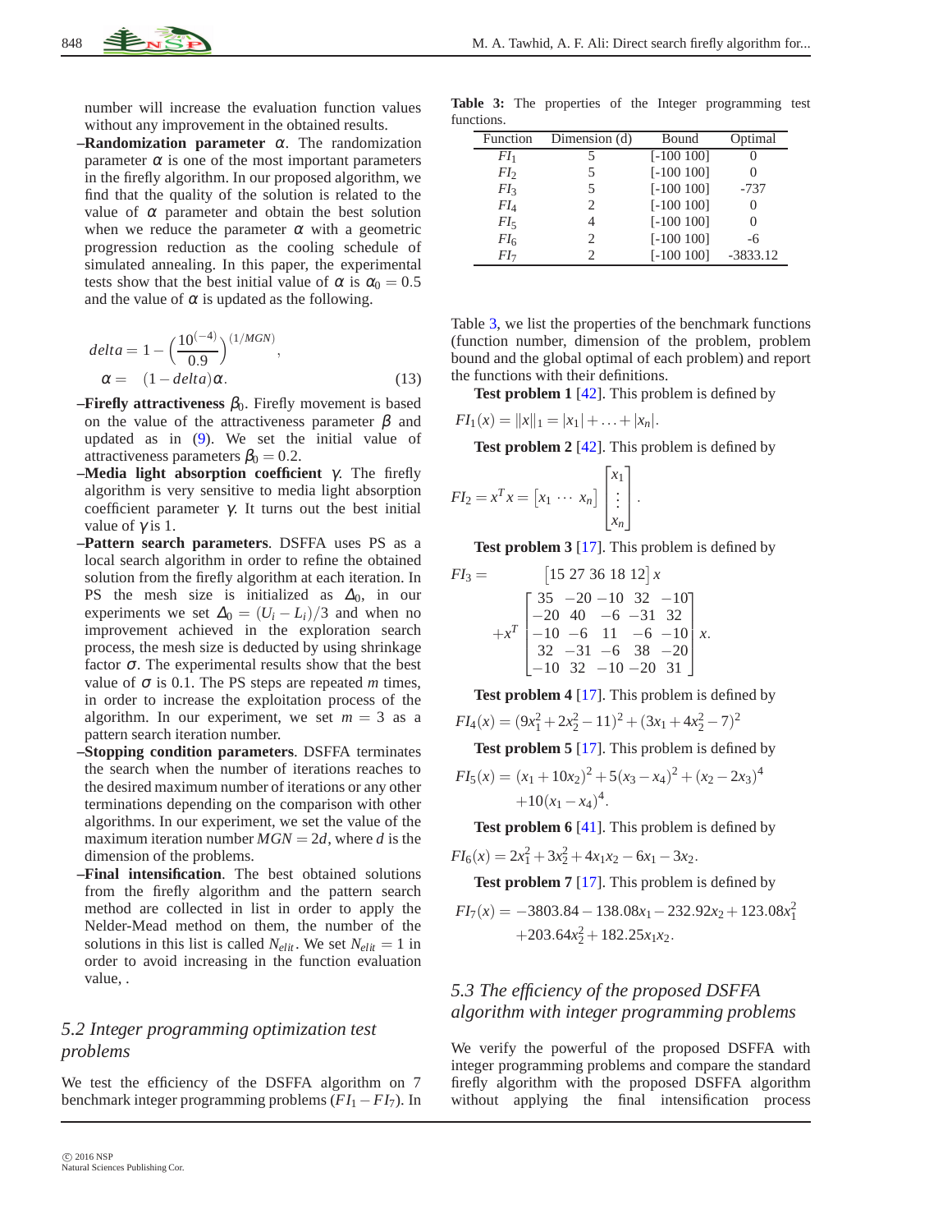number will increase the evaluation function values without any improvement in the obtained results.

– **Randomization parameter** $\alpha$. The randomization parameter $\alpha$ is one of the most important parameters in the firefly algorithm. In our proposed algorithm, we find that the quality of the solution is related to the value of $\alpha$ parameter and obtain the best solution when we reduce the parameter $\alpha$ with a geometric progression reduction as the cooling schedule of simulated annealing. In this paper, the experimental tests show that the best initial value of $\alpha$ is $\alpha_0 = 0.5$ and the value of $\alpha$ is updated as the following.

$$
\begin{aligned}
delta &= 1 - \left(\frac{10^{(-4)}}{0.9}\right)^{(1/MGN)}, \\
\alpha &= \quad (1 - delta)\alpha.
\end{aligned} \tag{13}
$$

– **Firefly attractiveness** $\beta_0$. Firefly movement is based on the value of the attractiveness parameter $\beta$ and updated as in (9). We set the initial value of attractiveness parameters $\beta_0 = 0.2$.

– **Media light absorption coefficient** $\gamma$. The firefly algorithm is very sensitive to media light absorption coefficient parameter $\gamma$. It turns out the best initial value of $\gamma$ is 1.

– **Pattern search parameters**. DSFFA uses PS as a local search algorithm in order to refine the obtained solution from the firefly algorithm at each iteration. In PS the mesh size is initialized as $\Delta_0$, in our experiments we set $\Delta_0 = (U_i - L_i)/3$ and when no improvement achieved in the exploration search process, the mesh size is deducted by using shrinkage factor $\sigma$. The experimental results show that the best value of $\sigma$ is 0.1. The PS steps are repeated $m$ times, in order to increase the exploitation process of the algorithm. In our experiment, we set $m = 3$ as a pattern search iteration number.

– **Stopping condition parameters**. DSFFA terminates the search when the number of iterations reaches to the desired maximum number of iterations or any other terminations depending on the comparison with other algorithms. In our experiment, we set the value of the maximum iteration number $MGN = 2d$, where $d$ is the dimension of the problems.

– **Final intensification**. The best obtained solutions from the firefly algorithm and the pattern search method are collected in list in order to apply the Nelder-Mead method on them, the number of the solutions in this list is called $N_{elit}$. We set $N_{elit} = 1$ in order to avoid increasing in the function evaluation value, .

### 5.2 Integer programming optimization test problems

We test the efficiency of the DSFFA algorithm on 7 benchmark integer programming problems ($FI_1 - FI_7$). In Table 3, we list the properties of the benchmark functions (function number, dimension of the problem, problem bound and the global optimal of each problem) and report the functions with their definitions.

**Table 3:** The properties of the Integer programming test functions.

| Function | Dimension (d) | Bound | Optimal |
|---|---|---|---|
| $FI_1$ | 5 | [-100 100] | 0 |
| $FI_2$ | 5 | [-100 100] | 0 |
| $FI_3$ | 5 | [-100 100] | -737 |
| $FI_4$ | 2 | [-100 100] | 0 |
| $FI_5$ | 4 | [-100 100] | 0 |
| $FI_6$ | 2 | [-100 100] | -6 |
| $FI_7$ | 2 | [-100 100] | -3833.12 |

**Test problem 1** [42]. This problem is defined by

$$FI_1(x) = \|x\|_1 = |x_1| + \ldots + |x_n|.$$

**Test problem 2** [42]. This problem is defined by

$$FI_2 = x^T x = \begin{bmatrix} x_1 & \cdots & x_n \end{bmatrix} \begin{bmatrix} x_1 \\ \vdots \\ x_n \end{bmatrix}.$$

**Test problem 3** [17]. This problem is defined by

$$FI_3 = \begin{bmatrix} 15 & 27 & 36 & 18 & 12 \end{bmatrix} x + x^T \begin{bmatrix} 35 & -20 & -10 & 32 & -10 \\ -20 & 40 & -6 & -31 & 32 \\ -10 & -6 & 11 & -6 & -10 \\ 32 & -31 & -6 & 38 & -20 \\ -10 & 32 & -10 & -20 & 31 \end{bmatrix} x.$$

**Test problem 4** [17]. This problem is defined by

$$FI_4(x) = (9x_1^2 + 2x_2^2 - 11)^2 + (3x_1 + 4x_2^2 - 7)^2$$

**Test problem 5** [17]. This problem is defined by

$$FI_5(x) = (x_1 + 10x_2)^2 + 5(x_3 - x_4)^2 + (x_2 - 2x_3)^4 + 10(x_1 - x_4)^4.$$

**Test problem 6** [41]. This problem is defined by

$$FI_6(x) = 2x_1^2 + 3x_2^2 + 4x_1x_2 - 6x_1 - 3x_2.$$

**Test problem 7** [17]. This problem is defined by

$$FI_7(x) = -3803.84 - 138.08x_1 - 232.92x_2 + 123.08x_1^2 + 203.64x_2^2 + 182.25x_1x_2.$$

### 5.3 The efficiency of the proposed DSFFA algorithm with integer programming problems

We verify the powerful of the proposed DSFFA with integer programming problems and compare the standard firefly algorithm with the proposed DSFFA algorithm without applying the final intensification process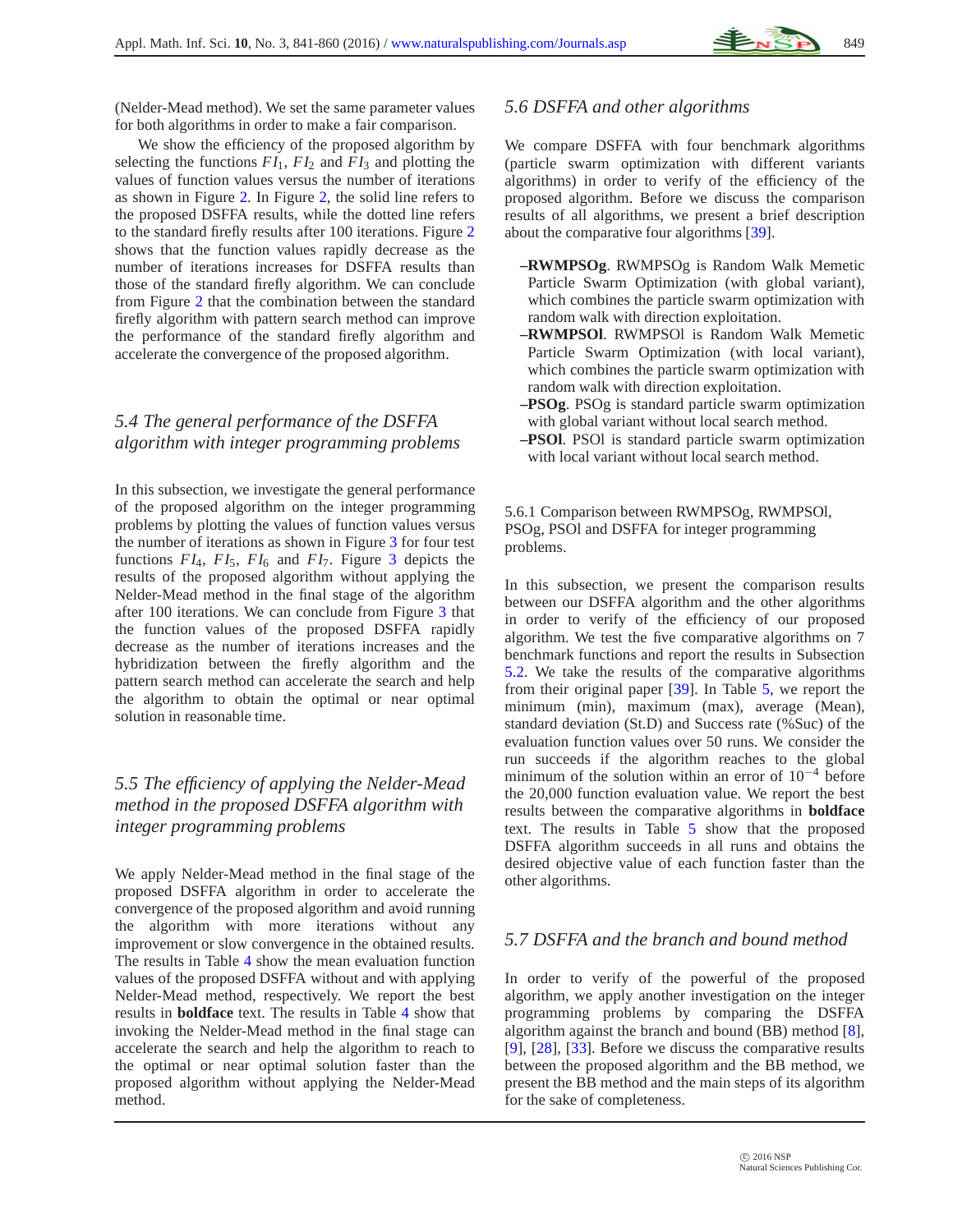(Nelder-Mead method). We set the same parameter values for both algorithms in order to make a fair comparison.

We show the efficiency of the proposed algorithm by selecting the functions $FI_1$, $FI_2$ and $FI_3$ and plotting the values of function values versus the number of iterations as shown in Figure 2. In Figure 2, the solid line refers to the proposed DSFFA results, while the dotted line refers to the standard firefly results after 100 iterations. Figure 2 shows that the function values rapidly decrease as the number of iterations increases for DSFFA results than those of the standard firefly algorithm. We can conclude from Figure 2 that the combination between the standard firefly algorithm with pattern search method can improve the performance of the standard firefly algorithm and accelerate the convergence of the proposed algorithm.

### *5.4 The general performance of the DSFFA algorithm with integer programming problems*

In this subsection, we investigate the general performance of the proposed algorithm on the integer programming problems by plotting the values of function values versus the number of iterations as shown in Figure 3 for four test functions $FI_4$, $FI_5$, $FI_6$ and $FI_7$. Figure 3 depicts the results of the proposed algorithm without applying the Nelder-Mead method in the final stage of the algorithm after 100 iterations. We can conclude from Figure 3 that the function values of the proposed DSFFA rapidly decrease as the number of iterations increases and the hybridization between the firefly algorithm and the pattern search method can accelerate the search and help the algorithm to obtain the optimal or near optimal solution in reasonable time.

### *5.5 The efficiency of applying the Nelder-Mead method in the proposed DSFFA algorithm with integer programming problems*

We apply Nelder-Mead method in the final stage of the proposed DSFFA algorithm in order to accelerate the convergence of the proposed algorithm and avoid running the algorithm with more iterations without any improvement or slow convergence in the obtained results. The results in Table 4 show the mean evaluation function values of the proposed DSFFA without and with applying Nelder-Mead method, respectively. We report the best results in **boldface** text. The results in Table 4 show that invoking the Nelder-Mead method in the final stage can accelerate the search and help the algorithm to reach to the optimal or near optimal solution faster than the proposed algorithm without applying the Nelder-Mead method.

### *5.6 DSFFA and other algorithms*

We compare DSFFA with four benchmark algorithms (particle swarm optimization with different variants algorithms) in order to verify of the efficiency of the proposed algorithm. Before we discuss the comparison results of all algorithms, we present a brief description about the comparative four algorithms [39].

- **RWMPSOg**. RWMPSOg is Random Walk Memetic Particle Swarm Optimization (with global variant), which combines the particle swarm optimization with random walk with direction exploitation.
- **RWMPSOl**. RWMPSOl is Random Walk Memetic Particle Swarm Optimization (with local variant), which combines the particle swarm optimization with random walk with direction exploitation.
- **PSOg**. PSOg is standard particle swarm optimization with global variant without local search method.
- **PSOl**. PSOl is standard particle swarm optimization with local variant without local search method.

#### 5.6.1 Comparison between RWMPSOg, RWMPSOl, PSOg, PSOl and DSFFA for integer programming problems.

In this subsection, we present the comparison results between our DSFFA algorithm and the other algorithms in order to verify of the efficiency of our proposed algorithm. We test the five comparative algorithms on 7 benchmark functions and report the results in Subsection 5.2. We take the results of the comparative algorithms from their original paper [39]. In Table 5, we report the minimum (min), maximum (max), average (Mean), standard deviation (St.D) and Success rate (%Suc) of the evaluation function values over 50 runs. We consider the run succeeds if the algorithm reaches to the global minimum of the solution within an error of $10^{-4}$ before the 20,000 function evaluation value. We report the best results between the comparative algorithms in **boldface** text. The results in Table 5 show that the proposed DSFFA algorithm succeeds in all runs and obtains the desired objective value of each function faster than the other algorithms.

### *5.7 DSFFA and the branch and bound method*

In order to verify of the powerful of the proposed algorithm, we apply another investigation on the integer programming problems by comparing the DSFFA algorithm against the branch and bound (BB) method [8], [9], [28], [33]. Before we discuss the comparative results between the proposed algorithm and the BB method, we present the BB method and the main steps of its algorithm for the sake of completeness.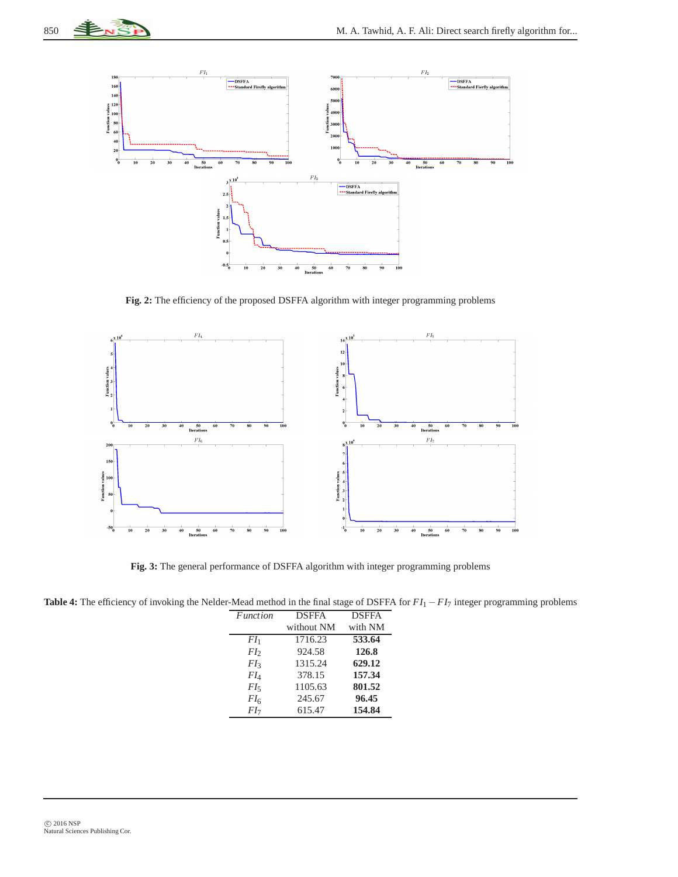**Fig. 2:** The efficiency of the proposed DSFFA algorithm with integer programming problems

**Fig. 3:** The general performance of DSFFA algorithm with integer programming problems

**Table 4:** The efficiency of invoking the Nelder-Mead method in the final stage of DSFFA for $FI_1 - FI_7$ integer programming problems

| *Function* | DSFFA without NM | DSFFA with NM |
|---|---|---|
| $FI_1$ | 1716.23 | **533.64** |
| $FI_2$ | 924.58 | **126.8** |
| $FI_3$ | 1315.24 | **629.12** |
| $FI_4$ | 378.15 | **157.34** |
| $FI_5$ | 1105.63 | **801.52** |
| $FI_6$ | 245.67 | **96.45** |
| $FI_7$ | 615.47 | **154.84** |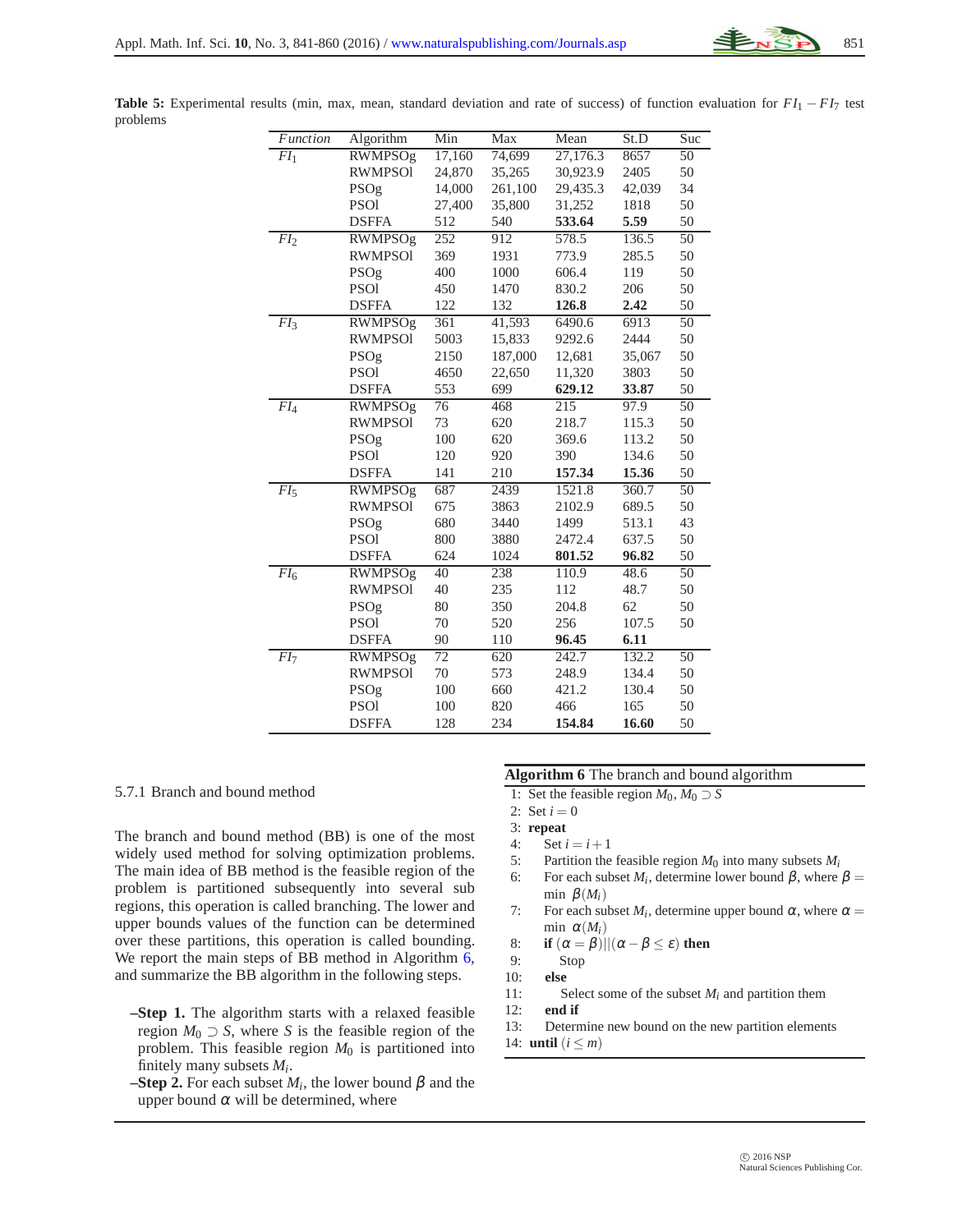**Table 5:** Experimental results (min, max, mean, standard deviation and rate of success) of function evaluation for $FI_1 - FI_7$ test problems

| *Function* | Algorithm | Min | Max | Mean | St.D | Suc |
|---|---|---|---|---|---|---|
| $FI_1$ | RWMPSOg | 17,160 | 74,699 | 27,176.3 | 8657 | 50 |
| | RWMPSOl | 24,870 | 35,265 | 30,923.9 | 2405 | 50 |
| | PSOg | 14,000 | 261,100 | 29,435.3 | 42,039 | 34 |
| | PSOl | 27,400 | 35,800 | 31,252 | 1818 | 50 |
| | DSFFA | 512 | 540 | **533.64** | **5.59** | 50 |
| $FI_2$ | RWMPSOg | 252 | 912 | 578.5 | 136.5 | 50 |
| | RWMPSOl | 369 | 1931 | 773.9 | 285.5 | 50 |
| | PSOg | 400 | 1000 | 606.4 | 119 | 50 |
| | PSOl | 450 | 1470 | 830.2 | 206 | 50 |
| | DSFFA | 122 | 132 | **126.8** | **2.42** | 50 |
| $FI_3$ | RWMPSOg | 361 | 41,593 | 6490.6 | 6913 | 50 |
| | RWMPSOl | 5003 | 15,833 | 9292.6 | 2444 | 50 |
| | PSOg | 2150 | 187,000 | 12,681 | 35,067 | 50 |
| | PSOl | 4650 | 22,650 | 11,320 | 3803 | 50 |
| | DSFFA | 553 | 699 | **629.12** | **33.87** | 50 |
| $FI_4$ | RWMPSOg | 76 | 468 | 215 | 97.9 | 50 |
| | RWMPSOl | 73 | 620 | 218.7 | 115.3 | 50 |
| | PSOg | 100 | 620 | 369.6 | 113.2 | 50 |
| | PSOl | 120 | 920 | 390 | 134.6 | 50 |
| | DSFFA | 141 | 210 | **157.34** | **15.36** | 50 |
| $FI_5$ | RWMPSOg | 687 | 2439 | 1521.8 | 360.7 | 50 |
| | RWMPSOl | 675 | 3863 | 2102.9 | 689.5 | 50 |
| | PSOg | 680 | 3440 | 1499 | 513.1 | 43 |
| | PSOl | 800 | 3880 | 2472.4 | 637.5 | 50 |
| | DSFFA | 624 | 1024 | **801.52** | **96.82** | 50 |
| $FI_6$ | RWMPSOg | 40 | 238 | 110.9 | 48.6 | 50 |
| | RWMPSOl | 40 | 235 | 112 | 48.7 | 50 |
| | PSOg | 80 | 350 | 204.8 | 62 | 50 |
| | PSOl | 70 | 520 | 256 | 107.5 | 50 |
| | DSFFA | 90 | 110 | **96.45** | **6.11** | |
| $FI_7$ | RWMPSOg | 72 | 620 | 242.7 | 132.2 | 50 |
| | RWMPSOl | 70 | 573 | 248.9 | 134.4 | 50 |
| | PSOg | 100 | 660 | 421.2 | 130.4 | 50 |
| | PSOl | 100 | 820 | 466 | 165 | 50 |
| | DSFFA | 128 | 234 | **154.84** | **16.60** | 50 |

#### 5.7.1 Branch and bound method

The branch and bound method (BB) is one of the most widely used method for solving optimization problems. The main idea of BB method is the feasible region of the problem is partitioned subsequently into several sub regions, this operation is called branching. The lower and upper bounds values of the function can be determined over these partitions, this operation is called bounding. We report the main steps of BB method in Algorithm 6, and summarize the BB algorithm in the following steps.

- **Step 1.** The algorithm starts with a relaxed feasible region $M_0 \supset S$, where $S$ is the feasible region of the problem. This feasible region $M_0$ is partitioned into finitely many subsets $M_i$.
- **Step 2.** For each subset $M_i$, the lower bound $\beta$ and the upper bound $\alpha$ will be determined, where

**Algorithm 6** The branch and bound algorithm

```
1:  Set the feasible region M_0, M_0 ⊃ S
2:  Set i = 0
3:  repeat
4:      Set i = i + 1
5:      Partition the feasible region M_0 into many subsets M_i
6:      For each subset M_i, determine lower bound β, where β = min β(M_i)
7:      For each subset M_i, determine upper bound α, where α = min α(M_i)
8:      if (α = β)||(α − β ≤ ε) then
9:          Stop
10:     else
11:         Select some of the subset M_i and partition them
12:     end if
13:     Determine new bound on the new partition elements
14: until (i ≤ m)
```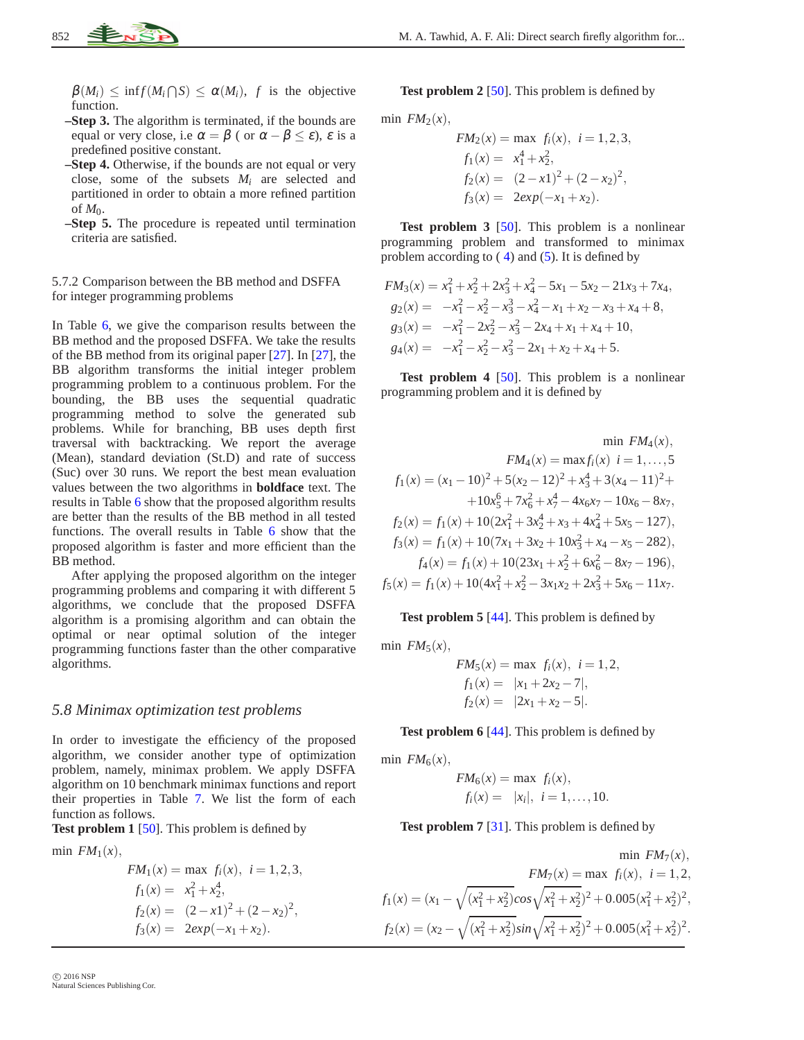$\beta(M_i) \leq \inf f(M_i \bigcap S) \leq \alpha(M_i)$, $f$ is the objective function.

- **Step 3.** The algorithm is terminated, if the bounds are equal or very close, i.e $\alpha = \beta$ ( or $\alpha - \beta \leq \varepsilon$), $\varepsilon$ is a predefined positive constant.
- **Step 4.** Otherwise, if the bounds are not equal or very close, some of the subsets $M_i$ are selected and partitioned in order to obtain a more refined partition of $M_0$.
- **Step 5.** The procedure is repeated until termination criteria are satisfied.

5.7.2 Comparison between the BB method and DSFFA for integer programming problems

In Table 6, we give the comparison results between the BB method and the proposed DSFFA. We take the results of the BB method from its original paper [27]. In [27], the BB algorithm transforms the initial integer problem programming problem to a continuous problem. For the bounding, the BB uses the sequential quadratic programming method to solve the generated sub problems. While for branching, BB uses depth first traversal with backtracking. We report the average (Mean), standard deviation (St.D) and rate of success (Suc) over 30 runs. We report the best mean evaluation values between the two algorithms in **boldface** text. The results in Table 6 show that the proposed algorithm results are better than the results of the BB method in all tested functions. The overall results in Table 6 show that the proposed algorithm is faster and more efficient than the BB method.

After applying the proposed algorithm on the integer programming problems and comparing it with different 5 algorithms, we conclude that the proposed DSFFA algorithm is a promising algorithm and can obtain the optimal or near optimal solution of the integer programming functions faster than the other comparative algorithms.

## *5.8 Minimax optimization test problems*

In order to investigate the efficiency of the proposed algorithm, we consider another type of optimization problem, namely, minimax problem. We apply DSFFA algorithm on 10 benchmark minimax functions and report their properties in Table 7. We list the form of each function as follows.

**Test problem 1** [50]. This problem is defined by

min $FM_1(x)$,

$$
\begin{aligned}
FM_1(x) &= \max \ f_i(x), \ i = 1,2,3, \\
f_1(x) &= \ x_1^2 + x_2^4, \\
f_2(x) &= \ (2 - x1)^2 + (2 - x_2)^2, \\
f_3(x) &= \ 2exp(-x_1 + x_2).
\end{aligned}
$$

**Test problem 2** [50]. This problem is defined by

min $FM_2(x)$,

$$
\begin{aligned}
FM_2(x) &= \max \ f_i(x), \ i = 1,2,3, \\
f_1(x) &= \ x_1^4 + x_2^2, \\
f_2(x) &= \ (2 - x1)^2 + (2 - x_2)^2, \\
f_3(x) &= \ 2exp(-x_1 + x_2).
\end{aligned}
$$

**Test problem 3** [50]. This problem is a nonlinear programming problem and transformed to minimax problem according to ( 4) and (5). It is defined by

$$
\begin{aligned}
FM_3(x) &= x_1^2 + x_2^2 + 2x_3^2 + x_4^2 - 5x_1 - 5x_2 - 21x_3 + 7x_4, \\
g_2(x) &= \ -x_1^2 - x_2^2 - x_3^3 - x_4^2 - x_1 + x_2 - x_3 + x_4 + 8, \\
g_3(x) &= \ -x_1^2 - 2x_2^2 - x_3^2 - 2x_4 + x_1 + x_4 + 10, \\
g_4(x) &= \ -x_1^2 - x_2^2 - x_3^2 - 2x_1 + x_2 + x_4 + 5.
\end{aligned}
$$

**Test problem 4** [50]. This problem is a nonlinear programming problem and it is defined by

$$
\begin{aligned}
&\min \ FM_4(x), \\
&FM_4(x) = \max f_i(x) \ \ i = 1,\ldots,5 \\
f_1(x) &= (x_1 - 10)^2 + 5(x_2 - 12)^2 + x_3^4 + 3(x_4 - 11)^2 + \\
&\quad +10x_5^6 + 7x_6^2 + x_7^4 - 4x_6x_7 - 10x_6 - 8x_7, \\
f_2(x) &= f_1(x) + 10(2x_1^2 + 3x_2^4 + x_3 + 4x_4^2 + 5x_5 - 127), \\
f_3(x) &= f_1(x) + 10(7x_1 + 3x_2 + 10x_3^2 + x_4 - x_5 - 282), \\
f_4(x) &= f_1(x) + 10(23x_1 + x_2^2 + 6x_6^2 - 8x_7 - 196), \\
f_5(x) &= f_1(x) + 10(4x_1^2 + x_2^2 - 3x_1x_2 + 2x_3^2 + 5x_6 - 11x_7.
\end{aligned}
$$

**Test problem 5** [44]. This problem is defined by

min $FM_5(x)$,

$$
\begin{aligned}
FM_5(x) &= \max \ f_i(x), \ i = 1,2, \\
f_1(x) &= \ |x_1 + 2x_2 - 7|, \\
f_2(x) &= \ |2x_1 + x_2 - 5|.
\end{aligned}
$$

**Test problem 6** [44]. This problem is defined by

min $FM_6(x)$,

$$
\begin{aligned}
FM_6(x) &= \max \ f_i(x), \\
f_i(x) &= \ |x_i|, \ i = 1,\ldots,10.
\end{aligned}
$$

**Test problem 7** [31]. This problem is defined by

$$
\begin{aligned}
&\min \ FM_7(x), \\
&FM_7(x) = \max \ f_i(x), \ i = 1,2, \\
f_1(x) &= (x_1 - \sqrt{(x_1^2 + x_2^2)} cos \sqrt{x_1^2 + x_2^2})^2 + 0.005(x_1^2 + x_2^2)^2, \\
f_2(x) &= (x_2 - \sqrt{(x_1^2 + x_2^2)} sin \sqrt{x_1^2 + x_2^2})^2 + 0.005(x_1^2 + x_2^2)^2.
\end{aligned}
$$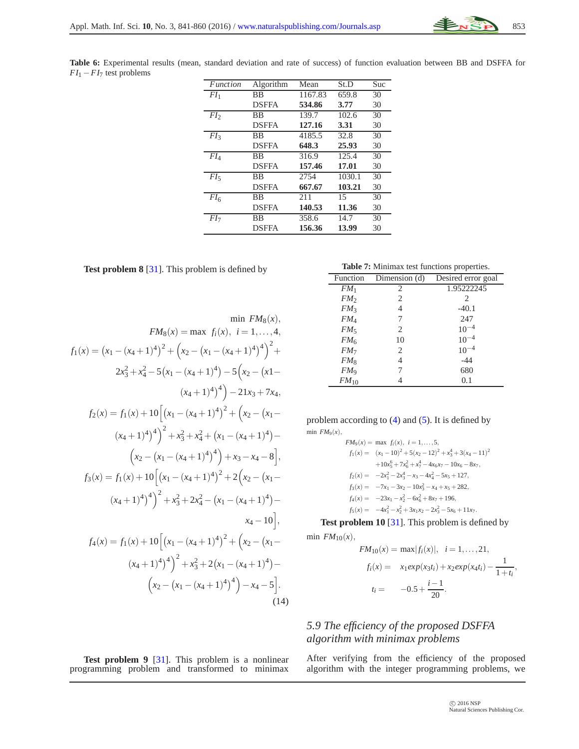**Table 6:** Experimental results (mean, standard deviation and rate of success) of function evaluation between BB and DSFFA for $FI_1 - FI_7$ test problems

| *Function* | Algorithm | Mean | St.D | Suc |
|---|---|---|---|---|
| $FI_1$ | BB | 1167.83 | 659.8 | 30 |
| | DSFFA | **534.86** | **3.77** | 30 |
| $FI_2$ | BB | 139.7 | 102.6 | 30 |
| | DSFFA | **127.16** | **3.31** | 30 |
| $FI_3$ | BB | 4185.5 | 32.8 | 30 |
| | DSFFA | **648.3** | **25.93** | 30 |
| $FI_4$ | BB | 316.9 | 125.4 | 30 |
| | DSFFA | **157.46** | **17.01** | 30 |
| $FI_5$ | BB | 2754 | 1030.1 | 30 |
| | DSFFA | **667.67** | **103.21** | 30 |
| $FI_6$ | BB | 211 | 15 | 30 |
| | DSFFA | **140.53** | **11.36** | 30 |
| $FI_7$ | BB | 358.6 | 14.7 | 30 |
| | DSFFA | **156.36** | **13.99** | 30 |

**Test problem 8** [31]. This problem is defined by

$$
\begin{aligned}
&\min \ FM_8(x),\\
&FM_8(x) = \max \ f_i(x), \ i = 1,\ldots,4,\\
f_1(x) &= \left(x_1-(x_4+1)^4\right)^2 + \left(x_2-\left(x_1-(x_4+1)^4\right)^4\right)^2 + \\
&\quad 2x_3^2 + x_4^2 - 5\left(x_1-(x_4+1)^4\right) - 5\Big(x_2-\big(x1- \\
&\quad (x_4+1)^4\big)^4\Big) - 21x_3 + 7x_4,\\
f_2(x) &= f_1(x) + 10\Big[\left(x_1-(x_4+1)^4\right)^2 + \Big(x_2-\big(x_1- \\
&\quad (x_4+1)^4\big)^4\Big)^2 + x_3^2 + x_4^2 + \left(x_1-(x_4+1)^4\right) - \\
&\quad \Big(x_2-\big(x_1-(x_4+1)^4\big)^4\Big) + x_3 - x_4 - 8\Big],\\
f_3(x) &= f_1(x) + 10\Big[\left(x_1-(x_4+1)^4\right)^2 + 2\Big(x_2-\big(x_1- \\
&\quad (x_4+1)^4\big)^4\Big)^2 + x_3^2 + 2x_4^2 - \left(x_1-(x_4+1)^4\right) - \\
&\quad x_4 - 10\Big],\\
f_4(x) &= f_1(x) + 10\Big[\left(x_1-(x_4+1)^4\right)^2 + \Big(x_2-\big(x_1- \\
&\quad (x_4+1)^4\big)^4\Big)^2 + x_3^2 + 2\left(x_1-(x_4+1)^4\right) - \\
&\quad \Big(x_2-\big(x_1-(x_4+1)^4\big)^4\Big) - x_4 - 5\Big].
\end{aligned} \tag{14}
$$

**Test problem 9** [31]. This problem is a nonlinear programming problem and transformed to minimax problem according to (4) and (5). It is defined by

$$
\begin{aligned}
&\min \ FM_9(x),\\
FM_9(x) &= \max \ f_i(x), \ i = 1,\ldots,5,\\
f_1(x) &= (x_1-10)^2 + 5(x_2-12)^2 + x_3^4 + 3(x_4-11)^2 \\
&\quad + 10x_5^6 + 7x_6^2 + x_7^4 - 4x_6x_7 - 10x_6 - 8x_7,\\
f_2(x) &= -2x_1^2 - 2x_3^4 - x_3 - 4x_4^2 - 5x_5 + 127,\\
f_3(x) &= -7x_1 - 3x_2 - 10x_3^2 - x_4 + x_5 + 282,\\
f_4(x) &= -23x_1 - x_2^2 - 6x_6^2 + 8x_7 + 196,\\
f_5(x) &= -4x_1^2 - x_2^2 + 3x_1x_2 - 2x_3^2 - 5x_6 + 11x_7.
\end{aligned}
$$

**Table 7:** Minimax test functions properties.

| Function | Dimension (d) | Desired error goal |
|---|---|---|
| $FM_1$ | 2 | 1.95222245 |
| $FM_2$ | 2 | 2 |
| $FM_3$ | 4 | -40.1 |
| $FM_4$ | 7 | 247 |
| $FM_5$ | 2 | $10^{-4}$ |
| $FM_6$ | 10 | $10^{-4}$ |
| $FM_7$ | 2 | $10^{-4}$ |
| $FM_8$ | 4 | -44 |
| $FM_9$ | 7 | 680 |
| $FM_{10}$ | 4 | 0.1 |

**Test problem 10** [31]. This problem is defined by

$$
\begin{aligned}
&\min \ FM_{10}(x),\\
FM_{10}(x) &= \max |f_i(x)|, \quad i = 1,\ldots,21,\\
f_i(x) &= \quad x_1 exp(x_3 t_i) + x_2 exp(x_4 t_i) - \frac{1}{1+t_i},\\
t_i &= \quad -0.5 + \frac{i-1}{20}.
\end{aligned}
$$

### *5.9 The efficiency of the proposed DSFFA algorithm with minimax problems*

After verifying from the efficiency of the proposed algorithm with the integer programming problems, we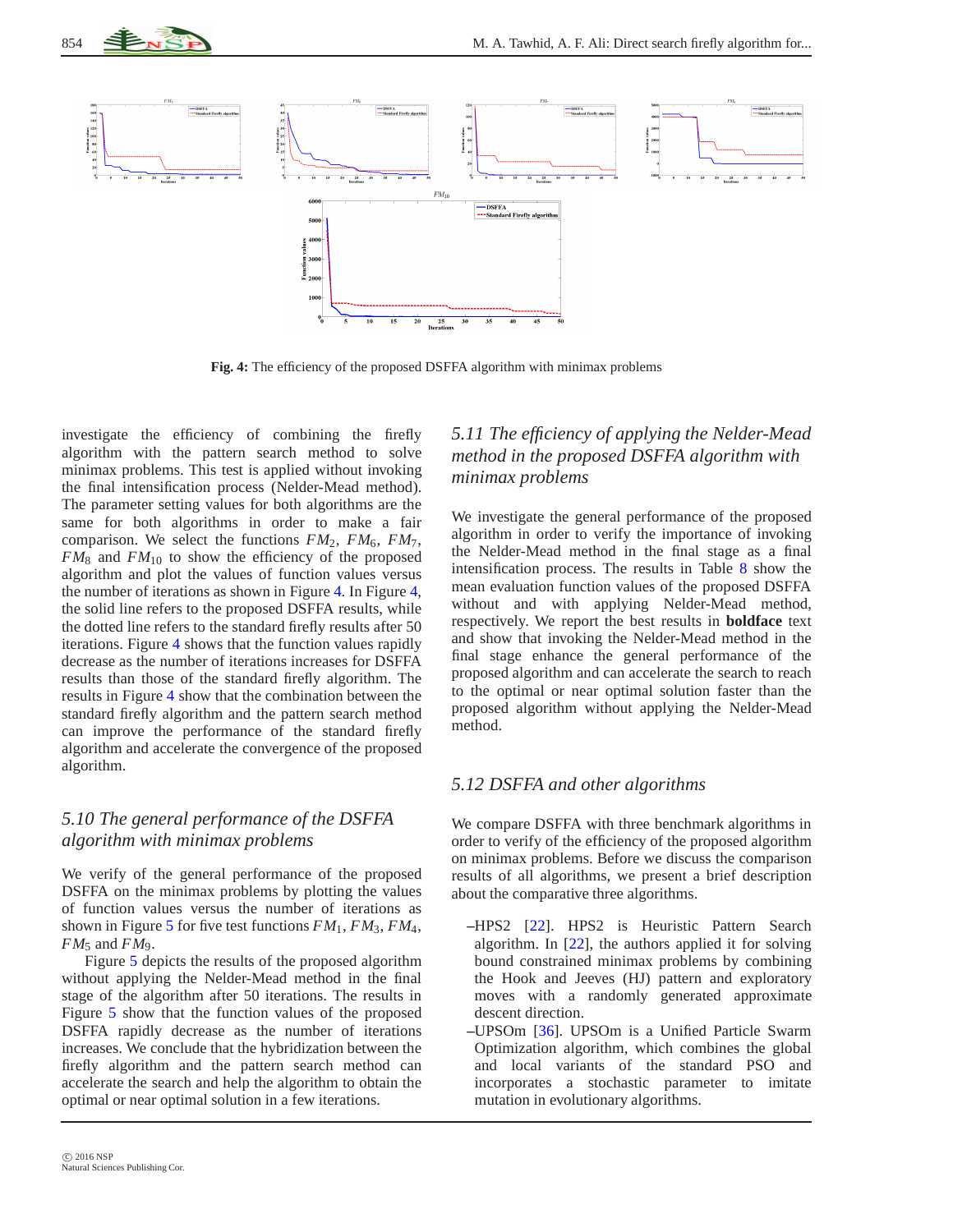**Fig. 4:** The efficiency of the proposed DSFFA algorithm with minimax problems

investigate the efficiency of combining the firefly algorithm with the pattern search method to solve minimax problems. This test is applied without invoking the final intensification process (Nelder-Mead method). The parameter setting values for both algorithms are the same for both algorithms in order to make a fair comparison. We select the functions $FM_2$, $FM_6$, $FM_7$, $FM_8$ and $FM_{10}$ to show the efficiency of the proposed algorithm and plot the values of function values versus the number of iterations as shown in Figure 4. In Figure 4, the solid line refers to the proposed DSFFA results, while the dotted line refers to the standard firefly results after 50 iterations. Figure 4 shows that the function values rapidly decrease as the number of iterations increases for DSFFA results than those of the standard firefly algorithm. The results in Figure 4 show that the combination between the standard firefly algorithm and the pattern search method can improve the performance of the standard firefly algorithm and accelerate the convergence of the proposed algorithm.

### *5.10 The general performance of the DSFFA algorithm with minimax problems*

We verify of the general performance of the proposed DSFFA on the minimax problems by plotting the values of function values versus the number of iterations as shown in Figure 5 for five test functions $FM_1$, $FM_3$, $FM_4$, $FM_5$ and $FM_9$.

Figure 5 depicts the results of the proposed algorithm without applying the Nelder-Mead method in the final stage of the algorithm after 50 iterations. The results in Figure 5 show that the function values of the proposed DSFFA rapidly decrease as the number of iterations increases. We conclude that the hybridization between the firefly algorithm and the pattern search method can accelerate the search and help the algorithm to obtain the optimal or near optimal solution in a few iterations.

### *5.11 The efficiency of applying the Nelder-Mead method in the proposed DSFFA algorithm with minimax problems*

We investigate the general performance of the proposed algorithm in order to verify the importance of invoking the Nelder-Mead method in the final stage as a final intensification process. The results in Table 8 show the mean evaluation function values of the proposed DSFFA without and with applying Nelder-Mead method, respectively. We report the best results in **boldface** text and show that invoking the Nelder-Mead method in the final stage enhance the general performance of the proposed algorithm and can accelerate the search to reach to the optimal or near optimal solution faster than the proposed algorithm without applying the Nelder-Mead method.

### *5.12 DSFFA and other algorithms*

We compare DSFFA with three benchmark algorithms in order to verify of the efficiency of the proposed algorithm on minimax problems. Before we discuss the comparison results of all algorithms, we present a brief description about the comparative three algorithms.

–HPS2 [22]. HPS2 is Heuristic Pattern Search algorithm. In [22], the authors applied it for solving bound constrained minimax problems by combining the Hook and Jeeves (HJ) pattern and exploratory moves with a randomly generated approximate descent direction.

–UPSOm [36]. UPSOm is a Unified Particle Swarm Optimization algorithm, which combines the global and local variants of the standard PSO and incorporates a stochastic parameter to imitate mutation in evolutionary algorithms.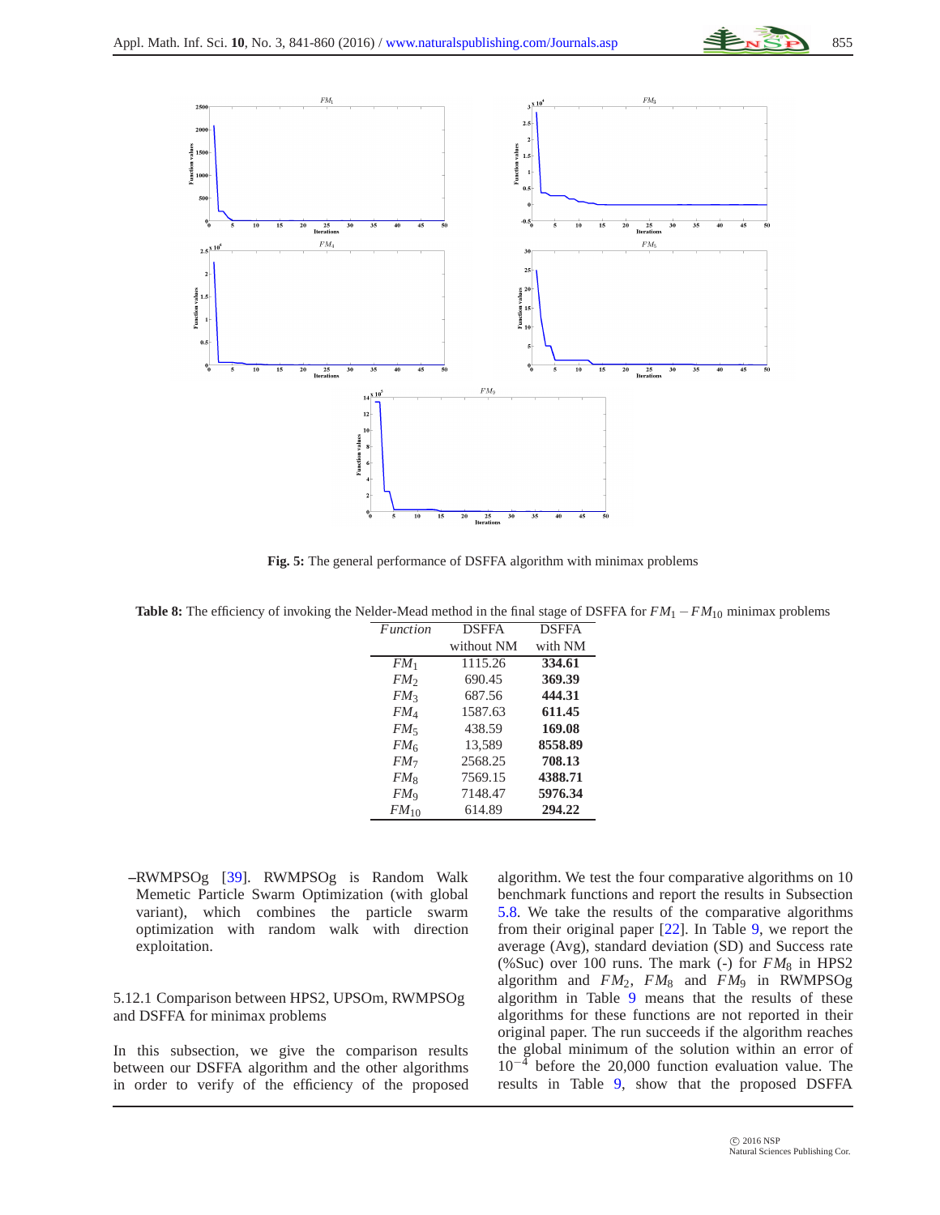Fig. 5: The general performance of DSFFA algorithm with minimax problems

**Table 8:** The efficiency of invoking the Nelder-Mead method in the final stage of DSFFA for $FM_1 - FM_{10}$ minimax problems

| *Function* | DSFFA without NM | DSFFA with NM |
|---|---|---|
| $FM_1$ | 1115.26 | **334.61** |
| $FM_2$ | 690.45 | **369.39** |
| $FM_3$ | 687.56 | **444.31** |
| $FM_4$ | 1587.63 | **611.45** |
| $FM_5$ | 438.59 | **169.08** |
| $FM_6$ | 13,589 | **8558.89** |
| $FM_7$ | 2568.25 | **708.13** |
| $FM_8$ | 7569.15 | **4388.71** |
| $FM_9$ | 7148.47 | **5976.34** |
| $FM_{10}$ | 614.89 | **294.22** |

– RWMPSOg [39]. RWMPSOg is Random Walk Memetic Particle Swarm Optimization (with global variant), which combines the particle swarm optimization with random walk with direction exploitation.

#### 5.12.1 Comparison between HPS2, UPSOm, RWMPSOg and DSFFA for minimax problems

In this subsection, we give the comparison results between our DSFFA algorithm and the other algorithms in order to verify of the efficiency of the proposed algorithm. We test the four comparative algorithms on 10 benchmark functions and report the results in Subsection 5.8. We take the results of the comparative algorithms from their original paper [22]. In Table 9, we report the average (Avg), standard deviation (SD) and Success rate (%Suc) over 100 runs. The mark (-) for $FM_8$ in HPS2 algorithm and $FM_2$, $FM_8$ and $FM_9$ in RWMPSOg algorithm in Table 9 means that the results of these algorithms for these functions are not reported in their original paper. The run succeeds if the algorithm reaches the global minimum of the solution within an error of $10^{-4}$ before the 20,000 function evaluation value. The results in Table 9, show that the proposed DSFFA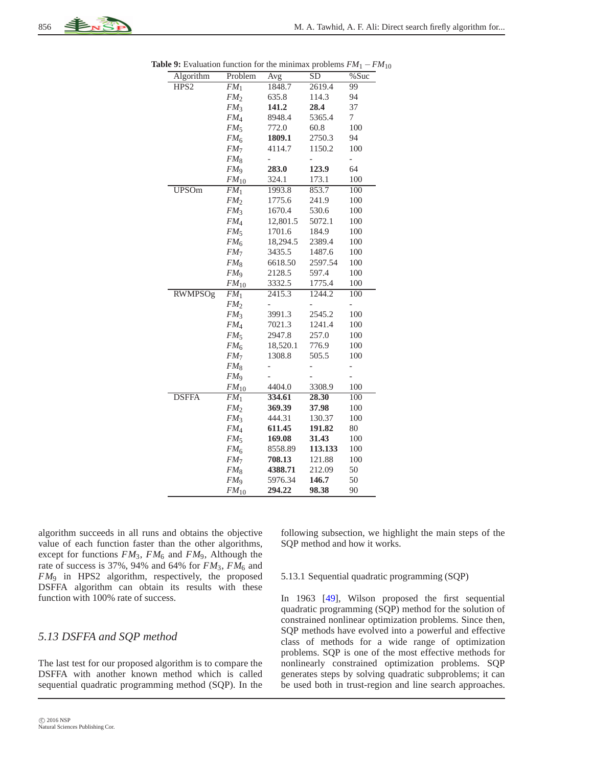**Table 9:** Evaluation function for the minimax problems $FM_1 - FM_{10}$

| Algorithm | Problem | Avg | SD | %Suc |
|---|---|---|---|---|
| HPS2 | $FM_1$ | 1848.7 | 2619.4 | 99 |
| | $FM_2$ | 635.8 | 114.3 | 94 |
| | $FM_3$ | **141.2** | **28.4** | 37 |
| | $FM_4$ | 8948.4 | 5365.4 | 7 |
| | $FM_5$ | 772.0 | 60.8 | 100 |
| | $FM_6$ | **1809.1** | 2750.3 | 94 |
| | $FM_7$ | 4114.7 | 1150.2 | 100 |
| | $FM_8$ | - | - | - |
| | $FM_9$ | **283.0** | **123.9** | 64 |
| | $FM_{10}$ | 324.1 | 173.1 | 100 |
| UPSOm | $FM_1$ | 1993.8 | 853.7 | 100 |
| | $FM_2$ | 1775.6 | 241.9 | 100 |
| | $FM_3$ | 1670.4 | 530.6 | 100 |
| | $FM_4$ | 12,801.5 | 5072.1 | 100 |
| | $FM_5$ | 1701.6 | 184.9 | 100 |
| | $FM_6$ | 18,294.5 | 2389.4 | 100 |
| | $FM_7$ | 3435.5 | 1487.6 | 100 |
| | $FM_8$ | 6618.50 | 2597.54 | 100 |
| | $FM_9$ | 2128.5 | 597.4 | 100 |
| | $FM_{10}$ | 3332.5 | 1775.4 | 100 |
| RWMPSOg | $FM_1$ | 2415.3 | 1244.2 | 100 |
| | $FM_2$ | - | - | - |
| | $FM_3$ | 3991.3 | 2545.2 | 100 |
| | $FM_4$ | 7021.3 | 1241.4 | 100 |
| | $FM_5$ | 2947.8 | 257.0 | 100 |
| | $FM_6$ | 18,520.1 | 776.9 | 100 |
| | $FM_7$ | 1308.8 | 505.5 | 100 |
| | $FM_8$ | - | - | - |
| | $FM_9$ | - | - | - |
| | $FM_{10}$ | 4404.0 | 3308.9 | 100 |
| DSFFA | $FM_1$ | **334.61** | **28.30** | 100 |
| | $FM_2$ | **369.39** | **37.98** | 100 |
| | $FM_3$ | 444.31 | 130.37 | 100 |
| | $FM_4$ | **611.45** | **191.82** | 80 |
| | $FM_5$ | **169.08** | **31.43** | 100 |
| | $FM_6$ | 8558.89 | **113.133** | 100 |
| | $FM_7$ | **708.13** | 121.88 | 100 |
| | $FM_8$ | **4388.71** | 212.09 | 50 |
| | $FM_9$ | 5976.34 | **146.7** | 50 |
| | $FM_{10}$ | **294.22** | **98.38** | 90 |

algorithm succeeds in all runs and obtains the objective value of each function faster than the other algorithms, except for functions $FM_3$, $FM_6$ and $FM_9$, Although the rate of success is 37%, 94% and 64% for $FM_3$, $FM_6$ and $FM_9$ in HPS2 algorithm, respectively, the proposed DSFFA algorithm can obtain its results with these function with 100% rate of success.

## *5.13 DSFFA and SQP method*

The last test for our proposed algorithm is to compare the DSFFA with another known method which is called sequential quadratic programming method (SQP). In the following subsection, we highlight the main steps of the SQP method and how it works.

### 5.13.1 Sequential quadratic programming (SQP)

In 1963 [49], Wilson proposed the first sequential quadratic programming (SQP) method for the solution of constrained nonlinear optimization problems. Since then, SQP methods have evolved into a powerful and effective class of methods for a wide range of optimization problems. SQP is one of the most effective methods for nonlinearly constrained optimization problems. SQP generates steps by solving quadratic subproblems; it can be used both in trust-region and line search approaches.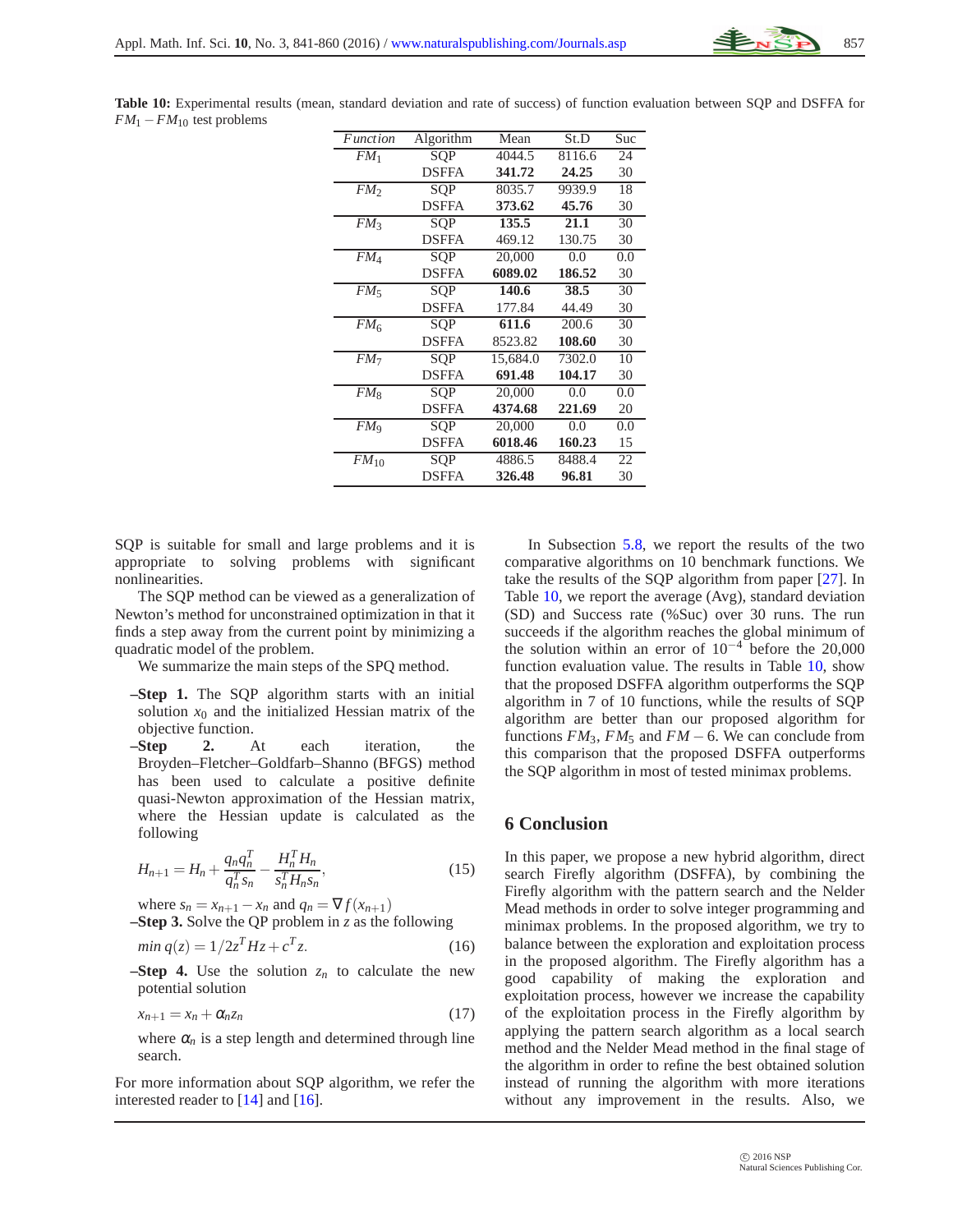**Table 10:** Experimental results (mean, standard deviation and rate of success) of function evaluation between SQP and DSFFA for $FM_1 - FM_{10}$ test problems

| *Function* | Algorithm | Mean | St.D | Suc |
|---|---|---|---|---|
| $FM_1$ | SQP | 4044.5 | 8116.6 | 24 |
| | DSFFA | **341.72** | **24.25** | 30 |
| $FM_2$ | SQP | 8035.7 | 9939.9 | 18 |
| | DSFFA | **373.62** | **45.76** | 30 |
| $FM_3$ | SQP | **135.5** | **21.1** | 30 |
| | DSFFA | 469.12 | 130.75 | 30 |
| $FM_4$ | SQP | 20,000 | 0.0 | 0.0 |
| | DSFFA | **6089.02** | **186.52** | 30 |
| $FM_5$ | SQP | **140.6** | **38.5** | 30 |
| | DSFFA | 177.84 | 44.49 | 30 |
| $FM_6$ | SQP | **611.6** | 200.6 | 30 |
| | DSFFA | 8523.82 | **108.60** | 30 |
| $FM_7$ | SQP | 15,684.0 | 7302.0 | 10 |
| | DSFFA | **691.48** | **104.17** | 30 |
| $FM_8$ | SQP | 20,000 | 0.0 | 0.0 |
| | DSFFA | **4374.68** | **221.69** | 20 |
| $FM_9$ | SQP | 20,000 | 0.0 | 0.0 |
| | DSFFA | **6018.46** | **160.23** | 15 |
| $FM_{10}$ | SQP | 4886.5 | 8488.4 | 22 |
| | DSFFA | **326.48** | **96.81** | 30 |

SQP is suitable for small and large problems and it is appropriate to solving problems with significant nonlinearities.

The SQP method can be viewed as a generalization of Newton's method for unconstrained optimization in that it finds a step away from the current point by minimizing a quadratic model of the problem.

We summarize the main steps of the SPQ method.

**–Step 1.** The SQP algorithm starts with an initial solution $x_0$ and the initialized Hessian matrix of the objective function.

**–Step 2.** At each iteration, the Broyden–Fletcher–Goldfarb–Shanno (BFGS) method has been used to calculate a positive definite quasi-Newton approximation of the Hessian matrix, where the Hessian update is calculated as the following

$$H_{n+1} = H_n + \frac{q_n q_n^T}{q_n^T s_n} - \frac{H_n^T H_n}{s_n^T H_n s_n}, \tag{15}$$

where $s_n = x_{n+1} - x_n$ and $q_n = \nabla f(x_{n+1})$

**–Step 3.** Solve the QP problem in $z$ as the following

$$min\ q(z) = 1/2z^T Hz + c^T z. \tag{16}$$

**–Step 4.** Use the solution $z_n$ to calculate the new potential solution

$$x_{n+1} = x_n + \alpha_n z_n \tag{17}$$

where $\alpha_n$ is a step length and determined through line search.

For more information about SQP algorithm, we refer the interested reader to [14] and [16].

In Subsection 5.8, we report the results of the two comparative algorithms on 10 benchmark functions. We take the results of the SQP algorithm from paper [27]. In Table 10, we report the average (Avg), standard deviation (SD) and Success rate (%Suc) over 30 runs. The run succeeds if the algorithm reaches the global minimum of the solution within an error of $10^{-4}$ before the 20,000 function evaluation value. The results in Table 10, show that the proposed DSFFA algorithm outperforms the SQP algorithm in 7 of 10 functions, while the results of SQP algorithm are better than our proposed algorithm for functions $FM_3$, $FM_5$ and $FM-6$. We can conclude from this comparison that the proposed DSFFA outperforms the SQP algorithm in most of tested minimax problems.

## 6 Conclusion

In this paper, we propose a new hybrid algorithm, direct search Firefly algorithm (DSFFA), by combining the Firefly algorithm with the pattern search and the Nelder Mead methods in order to solve integer programming and minimax problems. In the proposed algorithm, we try to balance between the exploration and exploitation process in the proposed algorithm. The Firefly algorithm has a good capability of making the exploration and exploitation process, however we increase the capability of the exploitation process in the Firefly algorithm by applying the pattern search algorithm as a local search method and the Nelder Mead method in the final stage of the algorithm in order to refine the best obtained solution instead of running the algorithm with more iterations without any improvement in the results. Also, we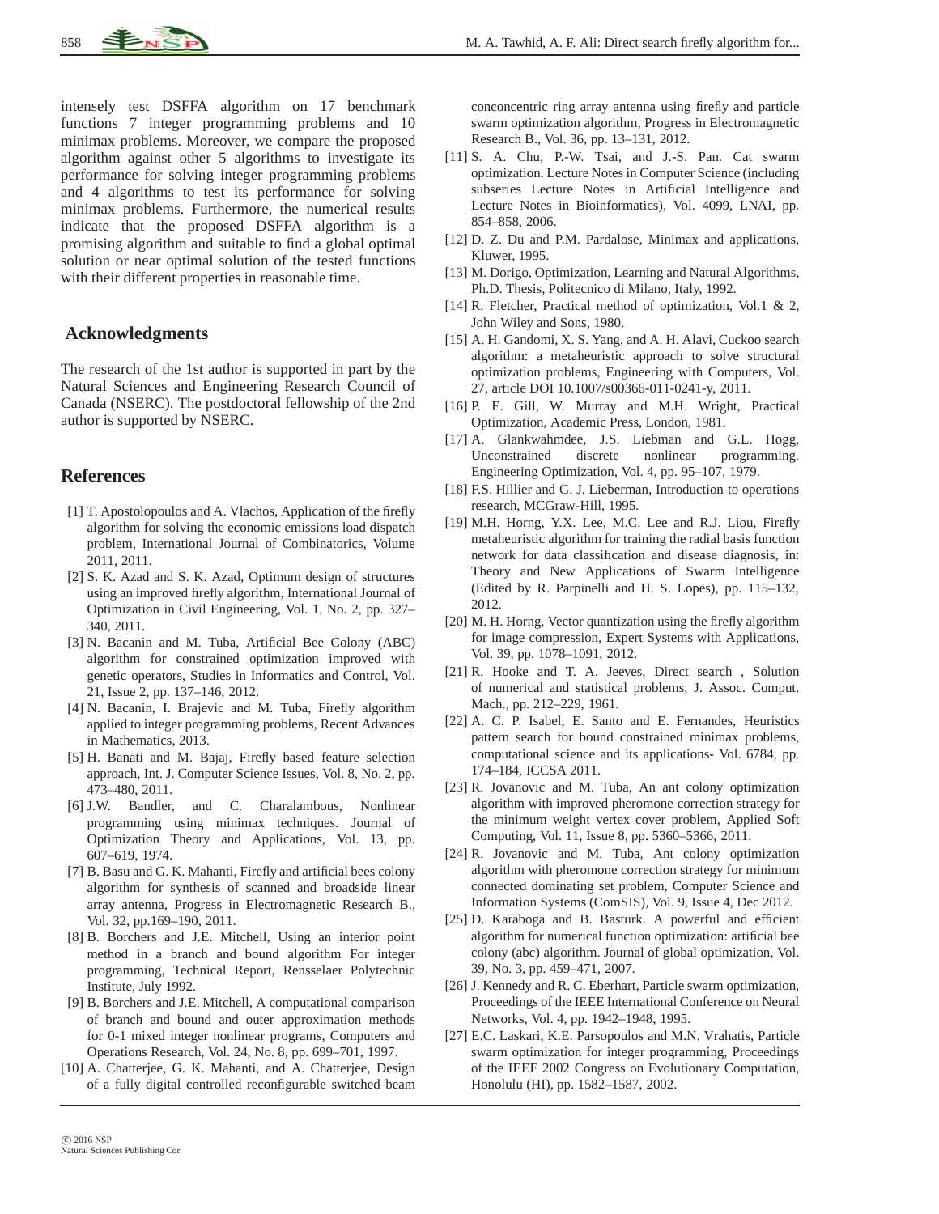intensely test DSFFA algorithm on 17 benchmark functions 7 integer programming problems and 10 minimax problems. Moreover, we compare the proposed algorithm against other 5 algorithms to investigate its performance for solving integer programming problems and 4 algorithms to test its performance for solving minimax problems. Furthermore, the numerical results indicate that the proposed DSFFA algorithm is a promising algorithm and suitable to find a global optimal solution or near optimal solution of the tested functions with their different properties in reasonable time.

## Acknowledgments

The research of the 1st author is supported in part by the Natural Sciences and Engineering Research Council of Canada (NSERC). The postdoctoral fellowship of the 2nd author is supported by NSERC.

## References

[1] T. Apostolopoulos and A. Vlachos, Application of the firefly algorithm for solving the economic emissions load dispatch problem, International Journal of Combinatorics, Volume 2011, 2011.

[2] S. K. Azad and S. K. Azad, Optimum design of structures using an improved firefly algorithm, International Journal of Optimization in Civil Engineering, Vol. 1, No. 2, pp. 327–340, 2011.

[3] N. Bacanin and M. Tuba, Artificial Bee Colony (ABC) algorithm for constrained optimization improved with genetic operators, Studies in Informatics and Control, Vol. 21, Issue 2, pp. 137–146, 2012.

[4] N. Bacanin, I. Brajevic and M. Tuba, Firefly algorithm applied to integer programming problems, Recent Advances in Mathematics, 2013.

[5] H. Banati and M. Bajaj, Firefly based feature selection approach, Int. J. Computer Science Issues, Vol. 8, No. 2, pp. 473–480, 2011.

[6] J.W. Bandler, and C. Charalambous, Nonlinear programming using minimax techniques. Journal of Optimization Theory and Applications, Vol. 13, pp. 607–619, 1974.

[7] B. Basu and G. K. Mahanti, Firefly and artificial bees colony algorithm for synthesis of scanned and broadside linear array antenna, Progress in Electromagnetic Research B., Vol. 32, pp.169–190, 2011.

[8] B. Borchers and J.E. Mitchell, Using an interior point method in a branch and bound algorithm For integer programming, Technical Report, Rensselaer Polytechnic Institute, July 1992.

[9] B. Borchers and J.E. Mitchell, A computational comparison of branch and bound and outer approximation methods for 0-1 mixed integer nonlinear programs, Computers and Operations Research, Vol. 24, No. 8, pp. 699–701, 1997.

[10] A. Chatterjee, G. K. Mahanti, and A. Chatterjee, Design of a fully digital controlled reconfigurable switched beam conconcentric ring array antenna using firefly and particle swarm optimization algorithm, Progress in Electromagnetic Research B., Vol. 36, pp. 13–131, 2012.

[11] S. A. Chu, P.-W. Tsai, and J.-S. Pan. Cat swarm optimization. Lecture Notes in Computer Science (including subseries Lecture Notes in Artificial Intelligence and Lecture Notes in Bioinformatics), Vol. 4099, LNAI, pp. 854–858, 2006.

[12] D. Z. Du and P.M. Pardalose, Minimax and applications, Kluwer, 1995.

[13] M. Dorigo, Optimization, Learning and Natural Algorithms, Ph.D. Thesis, Politecnico di Milano, Italy, 1992.

[14] R. Fletcher, Practical method of optimization, Vol.1 & 2, John Wiley and Sons, 1980.

[15] A. H. Gandomi, X. S. Yang, and A. H. Alavi, Cuckoo search algorithm: a metaheuristic approach to solve structural optimization problems, Engineering with Computers, Vol. 27, article DOI 10.1007/s00366-011-0241-y, 2011.

[16] P. E. Gill, W. Murray and M.H. Wright, Practical Optimization, Academic Press, London, 1981.

[17] A. Glankwahmdee, J.S. Liebman and G.L. Hogg, Unconstrained discrete nonlinear programming. Engineering Optimization, Vol. 4, pp. 95–107, 1979.

[18] F.S. Hillier and G. J. Lieberman, Introduction to operations research, MCGraw-Hill, 1995.

[19] M.H. Horng, Y.X. Lee, M.C. Lee and R.J. Liou, Firefly metaheuristic algorithm for training the radial basis function network for data classification and disease diagnosis, in: Theory and New Applications of Swarm Intelligence (Edited by R. Parpinelli and H. S. Lopes), pp. 115–132, 2012.

[20] M. H. Horng, Vector quantization using the firefly algorithm for image compression, Expert Systems with Applications, Vol. 39, pp. 1078–1091, 2012.

[21] R. Hooke and T. A. Jeeves, Direct search , Solution of numerical and statistical problems, J. Assoc. Comput. Mach., pp. 212–229, 1961.

[22] A. C. P. Isabel, E. Santo and E. Fernandes, Heuristics pattern search for bound constrained minimax problems, computational science and its applications- Vol. 6784, pp. 174–184, ICCSA 2011.

[23] R. Jovanovic and M. Tuba, An ant colony optimization algorithm with improved pheromone correction strategy for the minimum weight vertex cover problem, Applied Soft Computing, Vol. 11, Issue 8, pp. 5360–5366, 2011.

[24] R. Jovanovic and M. Tuba, Ant colony optimization algorithm with pheromone correction strategy for minimum connected dominating set problem, Computer Science and Information Systems (ComSIS), Vol. 9, Issue 4, Dec 2012.

[25] D. Karaboga and B. Basturk. A powerful and efficient algorithm for numerical function optimization: artificial bee colony (abc) algorithm. Journal of global optimization, Vol. 39, No. 3, pp. 459–471, 2007.

[26] J. Kennedy and R. C. Eberhart, Particle swarm optimization, Proceedings of the IEEE International Conference on Neural Networks, Vol. 4, pp. 1942–1948, 1995.

[27] E.C. Laskari, K.E. Parsopoulos and M.N. Vrahatis, Particle swarm optimization for integer programming, Proceedings of the IEEE 2002 Congress on Evolutionary Computation, Honolulu (HI), pp. 1582–1587, 2002.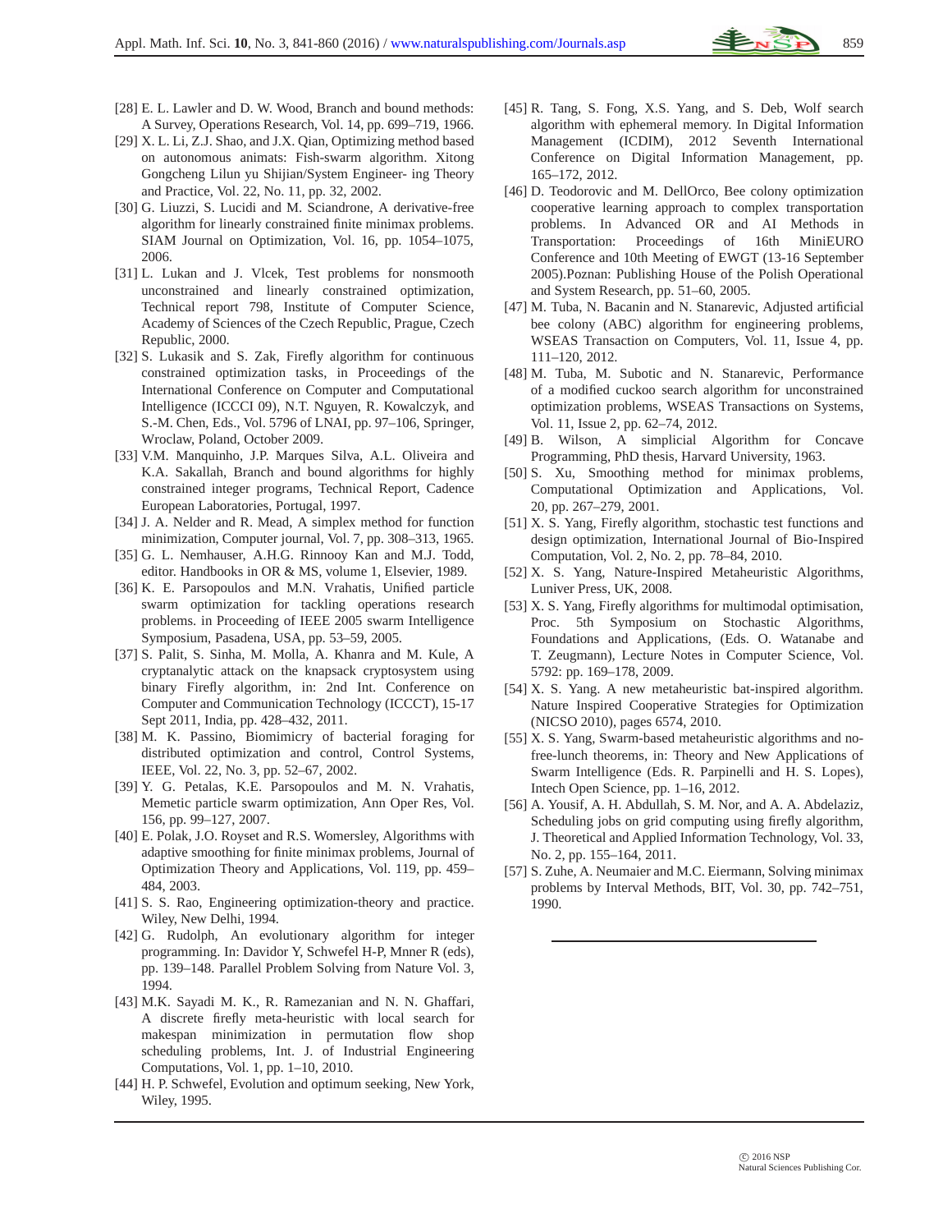[28] E. L. Lawler and D. W. Wood, Branch and bound methods: A Survey, Operations Research, Vol. 14, pp. 699–719, 1966.

[29] X. L. Li, Z.J. Shao, and J.X. Qian, Optimizing method based on autonomous animats: Fish-swarm algorithm. Xitong Gongcheng Lilun yu Shijian/System Engineer- ing Theory and Practice, Vol. 22, No. 11, pp. 32, 2002.

[30] G. Liuzzi, S. Lucidi and M. Sciandrone, A derivative-free algorithm for linearly constrained finite minimax problems. SIAM Journal on Optimization, Vol. 16, pp. 1054–1075, 2006.

[31] L. Lukan and J. Vlcek, Test problems for nonsmooth unconstrained and linearly constrained optimization, Technical report 798, Institute of Computer Science, Academy of Sciences of the Czech Republic, Prague, Czech Republic, 2000.

[32] S. Lukasik and S. Zak, Firefly algorithm for continuous constrained optimization tasks, in Proceedings of the International Conference on Computer and Computational Intelligence (ICCCI 09), N.T. Nguyen, R. Kowalczyk, and S.-M. Chen, Eds., Vol. 5796 of LNAI, pp. 97–106, Springer, Wroclaw, Poland, October 2009.

[33] V.M. Manquinho, J.P. Marques Silva, A.L. Oliveira and K.A. Sakallah, Branch and bound algorithms for highly constrained integer programs, Technical Report, Cadence European Laboratories, Portugal, 1997.

[34] J. A. Nelder and R. Mead, A simplex method for function minimization, Computer journal, Vol. 7, pp. 308–313, 1965.

[35] G. L. Nemhauser, A.H.G. Rinnooy Kan and M.J. Todd, editor. Handbooks in OR & MS, volume 1, Elsevier, 1989.

[36] K. E. Parsopoulos and M.N. Vrahatis, Unified particle swarm optimization for tackling operations research problems. in Proceeding of IEEE 2005 swarm Intelligence Symposium, Pasadena, USA, pp. 53–59, 2005.

[37] S. Palit, S. Sinha, M. Molla, A. Khanra and M. Kule, A cryptanalytic attack on the knapsack cryptosystem using binary Firefly algorithm, in: 2nd Int. Conference on Computer and Communication Technology (ICCCT), 15-17 Sept 2011, India, pp. 428–432, 2011.

[38] M. K. Passino, Biomimicry of bacterial foraging for distributed optimization and control, Control Systems, IEEE, Vol. 22, No. 3, pp. 52–67, 2002.

[39] Y. G. Petalas, K.E. Parsopoulos and M. N. Vrahatis, Memetic particle swarm optimization, Ann Oper Res, Vol. 156, pp. 99–127, 2007.

[40] E. Polak, J.O. Royset and R.S. Womersley, Algorithms with adaptive smoothing for finite minimax problems, Journal of Optimization Theory and Applications, Vol. 119, pp. 459–484, 2003.

[41] S. S. Rao, Engineering optimization-theory and practice. Wiley, New Delhi, 1994.

[42] G. Rudolph, An evolutionary algorithm for integer programming. In: Davidor Y, Schwefel H-P, Mnner R (eds), pp. 139–148. Parallel Problem Solving from Nature Vol. 3, 1994.

[43] M.K. Sayadi M. K., R. Ramezanian and N. N. Ghaffari, A discrete firefly meta-heuristic with local search for makespan minimization in permutation flow shop scheduling problems, Int. J. of Industrial Engineering Computations, Vol. 1, pp. 1–10, 2010.

[44] H. P. Schwefel, Evolution and optimum seeking, New York, Wiley, 1995.

[45] R. Tang, S. Fong, X.S. Yang, and S. Deb, Wolf search algorithm with ephemeral memory. In Digital Information Management (ICDIM), 2012 Seventh International Conference on Digital Information Management, pp. 165–172, 2012.

[46] D. Teodorovic and M. DellOrco, Bee colony optimization cooperative learning approach to complex transportation problems. In Advanced OR and AI Methods in Transportation: Proceedings of 16th MiniEURO Conference and 10th Meeting of EWGT (13-16 September 2005).Poznan: Publishing House of the Polish Operational and System Research, pp. 51–60, 2005.

[47] M. Tuba, N. Bacanin and N. Stanarevic, Adjusted artificial bee colony (ABC) algorithm for engineering problems, WSEAS Transaction on Computers, Vol. 11, Issue 4, pp. 111–120, 2012.

[48] M. Tuba, M. Subotic and N. Stanarevic, Performance of a modified cuckoo search algorithm for unconstrained optimization problems, WSEAS Transactions on Systems, Vol. 11, Issue 2, pp. 62–74, 2012.

[49] B. Wilson, A simplicial Algorithm for Concave Programming, PhD thesis, Harvard University, 1963.

[50] S. Xu, Smoothing method for minimax problems, Computational Optimization and Applications, Vol. 20, pp. 267–279, 2001.

[51] X. S. Yang, Firefly algorithm, stochastic test functions and design optimization, International Journal of Bio-Inspired Computation, Vol. 2, No. 2, pp. 78–84, 2010.

[52] X. S. Yang, Nature-Inspired Metaheuristic Algorithms, Luniver Press, UK, 2008.

[53] X. S. Yang, Firefly algorithms for multimodal optimisation, Proc. 5th Symposium on Stochastic Algorithms, Foundations and Applications, (Eds. O. Watanabe and T. Zeugmann), Lecture Notes in Computer Science, Vol. 5792: pp. 169–178, 2009.

[54] X. S. Yang. A new metaheuristic bat-inspired algorithm. Nature Inspired Cooperative Strategies for Optimization (NICSO 2010), pages 6574, 2010.

[55] X. S. Yang, Swarm-based metaheuristic algorithms and no-free-lunch theorems, in: Theory and New Applications of Swarm Intelligence (Eds. R. Parpinelli and H. S. Lopes), Intech Open Science, pp. 1–16, 2012.

[56] A. Yousif, A. H. Abdullah, S. M. Nor, and A. A. Abdelaziz, Scheduling jobs on grid computing using firefly algorithm, J. Theoretical and Applied Information Technology, Vol. 33, No. 2, pp. 155–164, 2011.

[57] S. Zuhe, A. Neumaier and M.C. Eiermann, Solving minimax problems by Interval Methods, BIT, Vol. 30, pp. 742–751, 1990.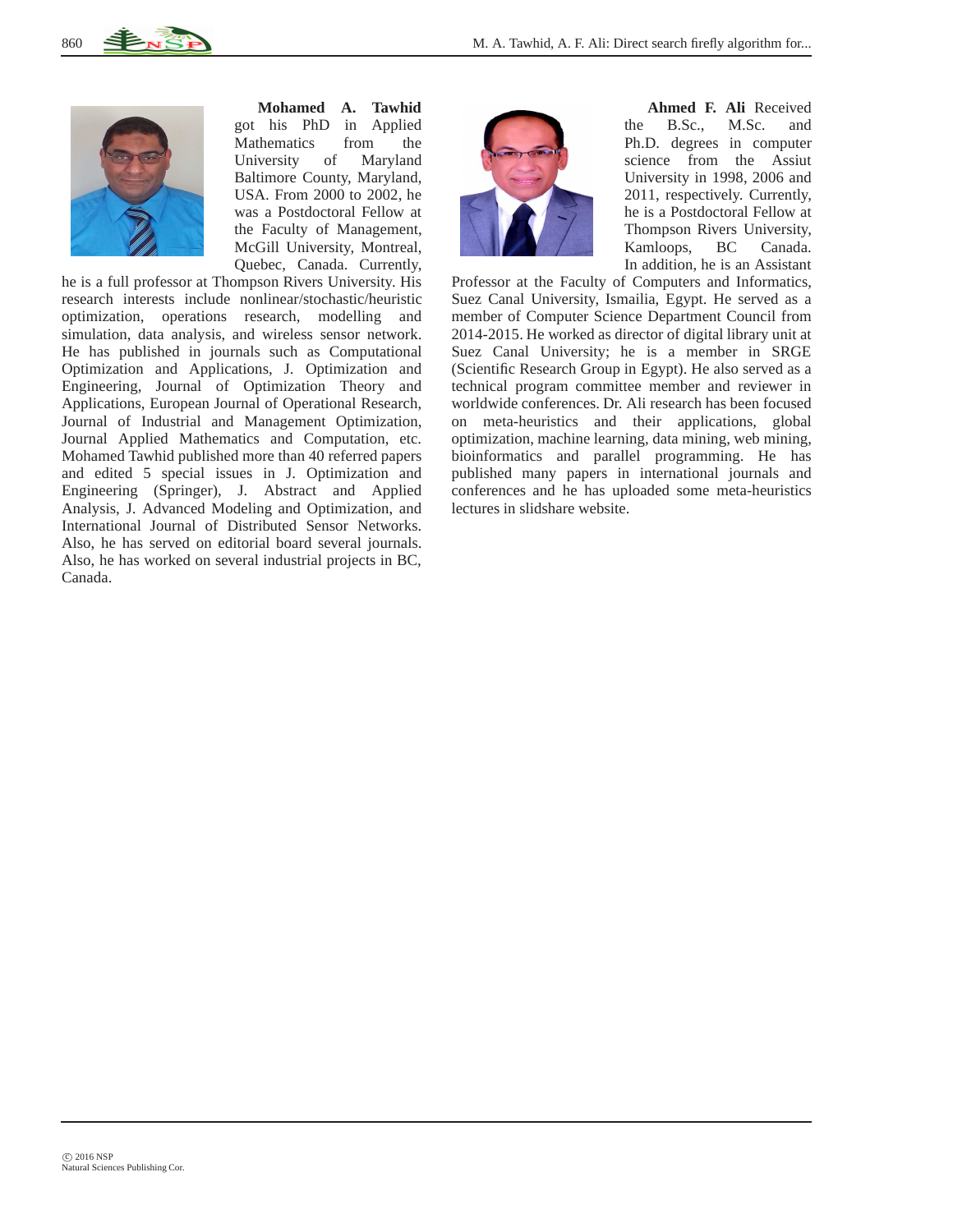**Mohamed A. Tawhid** got his PhD in Applied Mathematics from the University of Maryland Baltimore County, Maryland, USA. From 2000 to 2002, he was a Postdoctoral Fellow at the Faculty of Management, McGill University, Montreal, Quebec, Canada. Currently, he is a full professor at Thompson Rivers University. His research interests include nonlinear/stochastic/heuristic optimization, operations research, modelling and simulation, data analysis, and wireless sensor network. He has published in journals such as Computational Optimization and Applications, J. Optimization and Engineering, Journal of Optimization Theory and Applications, European Journal of Operational Research, Journal of Industrial and Management Optimization, Journal Applied Mathematics and Computation, etc. Mohamed Tawhid published more than 40 referred papers and edited 5 special issues in J. Optimization and Engineering (Springer), J. Abstract and Applied Analysis, J. Advanced Modeling and Optimization, and International Journal of Distributed Sensor Networks. Also, he has served on editorial board several journals. Also, he has worked on several industrial projects in BC, Canada.

**Ahmed F. Ali** Received the B.Sc., M.Sc. and Ph.D. degrees in computer science from the Assiut University in 1998, 2006 and 2011, respectively. Currently, he is a Postdoctoral Fellow at Thompson Rivers University, Kamloops, BC Canada. In addition, he is an Assistant Professor at the Faculty of Computers and Informatics, Suez Canal University, Ismailia, Egypt. He served as a member of Computer Science Department Council from 2014-2015. He worked as director of digital library unit at Suez Canal University; he is a member in SRGE (Scientific Research Group in Egypt). He also served as a technical program committee member and reviewer in worldwide conferences. Dr. Ali research has been focused on meta-heuristics and their applications, global optimization, machine learning, data mining, web mining, bioinformatics and parallel programming. He has published many papers in international journals and conferences and he has uploaded some meta-heuristics lectures in slidshare website.